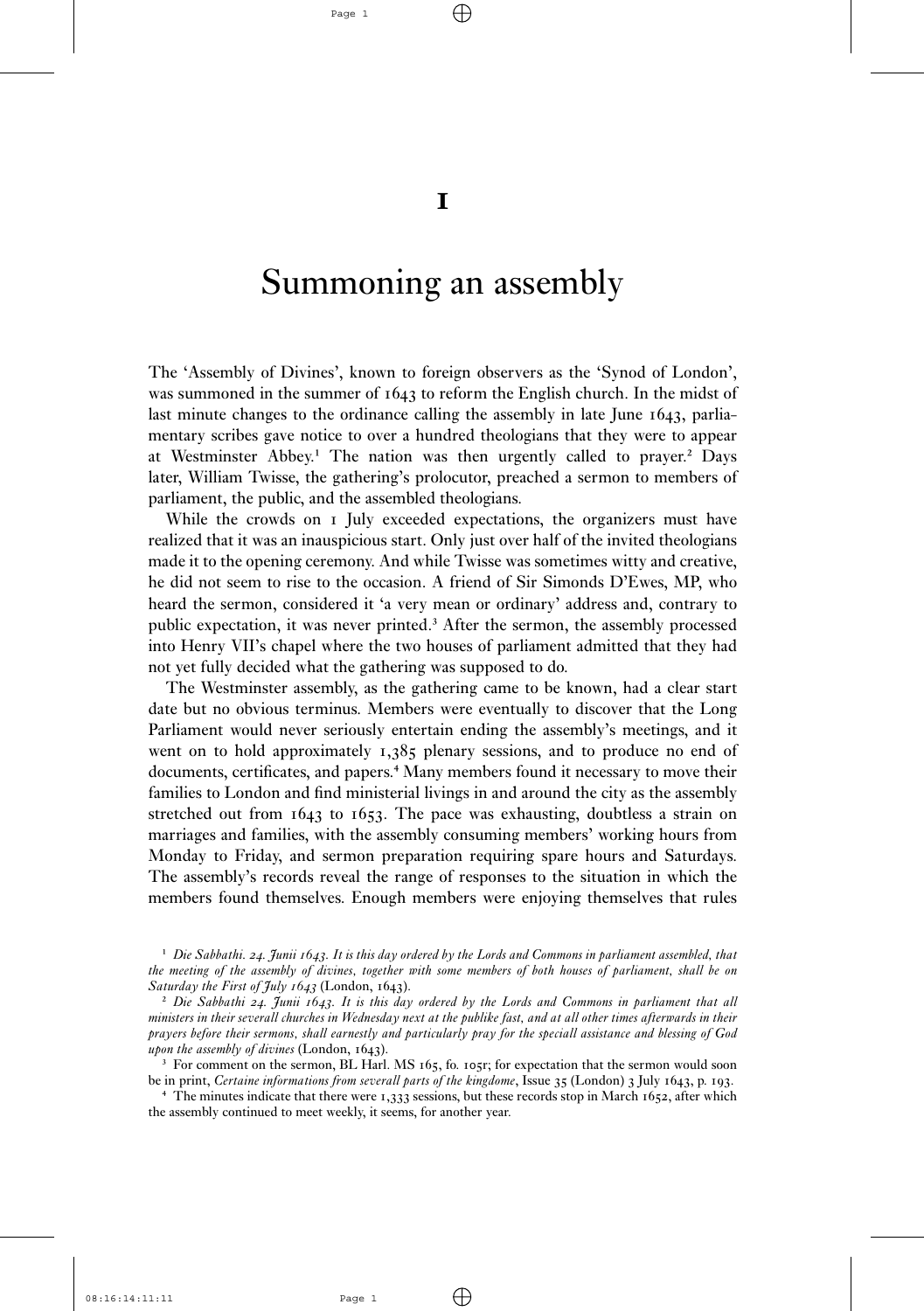# 1

# Summoning an assembly

The 'Assembly of Divines', known to foreign observers as the 'Synod of London', was summoned in the summer of 1643 to reform the English church. In the midst of last minute changes to the ordinance calling the assembly in late June 1643, parliamentary scribes gave notice to over a hundred theologians that they were to appear at Westminster Abbey.[1] The nation was then urgently called to prayer.[2] Days later, William Twisse, the gathering's prolocutor, preached a sermon to members of parliament, the public, and the assembled theologians.

While the crowds on 1 July exceeded expectations, the organizers must have realized that it was an inauspicious start. Only just over half of the invited theologians made it to the opening ceremony. And while Twisse was sometimes witty and creative, he did not seem to rise to the occasion. A friend of Sir Simonds D'Ewes, MP, who heard the sermon, considered it 'a very mean or ordinary' address and, contrary to public expectation, it was never printed.[3] After the sermon, the assembly processed into Henry VII's chapel where the two houses of parliament admitted that they had not yet fully decided what the gathering was supposed to do.

The Westminster assembly, as the gathering came to be known, had a clear start date but no obvious terminus. Members were eventually to discover that the Long Parliament would never seriously entertain ending the assembly's meetings, and it went on to hold approximately 1,385 plenary sessions, and to produce no end of documents, certificates, and papers.[4] Many members found it necessary to move their families to London and find ministerial livings in and around the city as the assembly stretched out from 1643 to 1653. The pace was exhausting, doubtless a strain on marriages and families, with the assembly consuming members' working hours from Monday to Friday, and sermon preparation requiring spare hours and Saturdays. The assembly's records reveal the range of responses to the situation in which the members found themselves. Enough members were enjoying themselves that rules

---

[1] *Die Sabbathi. 24. Junii 1643. It is this day ordered by the Lords and Commons in parliament assembled, that the meeting of the assembly of divines, together with some members of both houses of parliament, shall be on Saturday the First of July 1643* (London, 1643).

[2] *Die Sabbathi 24. Junii 1643. It is this day ordered by the Lords and Commons in parliament that all ministers in their severall churches in Wednesday next at the publike fast, and at all other times afterwards in their prayers before their sermons, shall earnestly and particularly pray for the speciall assistance and blessing of God upon the assembly of divines* (London, 1643).

[3] For comment on the sermon, BL Harl. MS 165, fo. 105r; for expectation that the sermon would soon be in print, *Certaine informations from severall parts of the kingdome*, Issue 35 (London) 3 July 1643, p. 193.

[4] The minutes indicate that there were 1,333 sessions, but these records stop in March 1652, after which the assembly continued to meet weekly, it seems, for another year.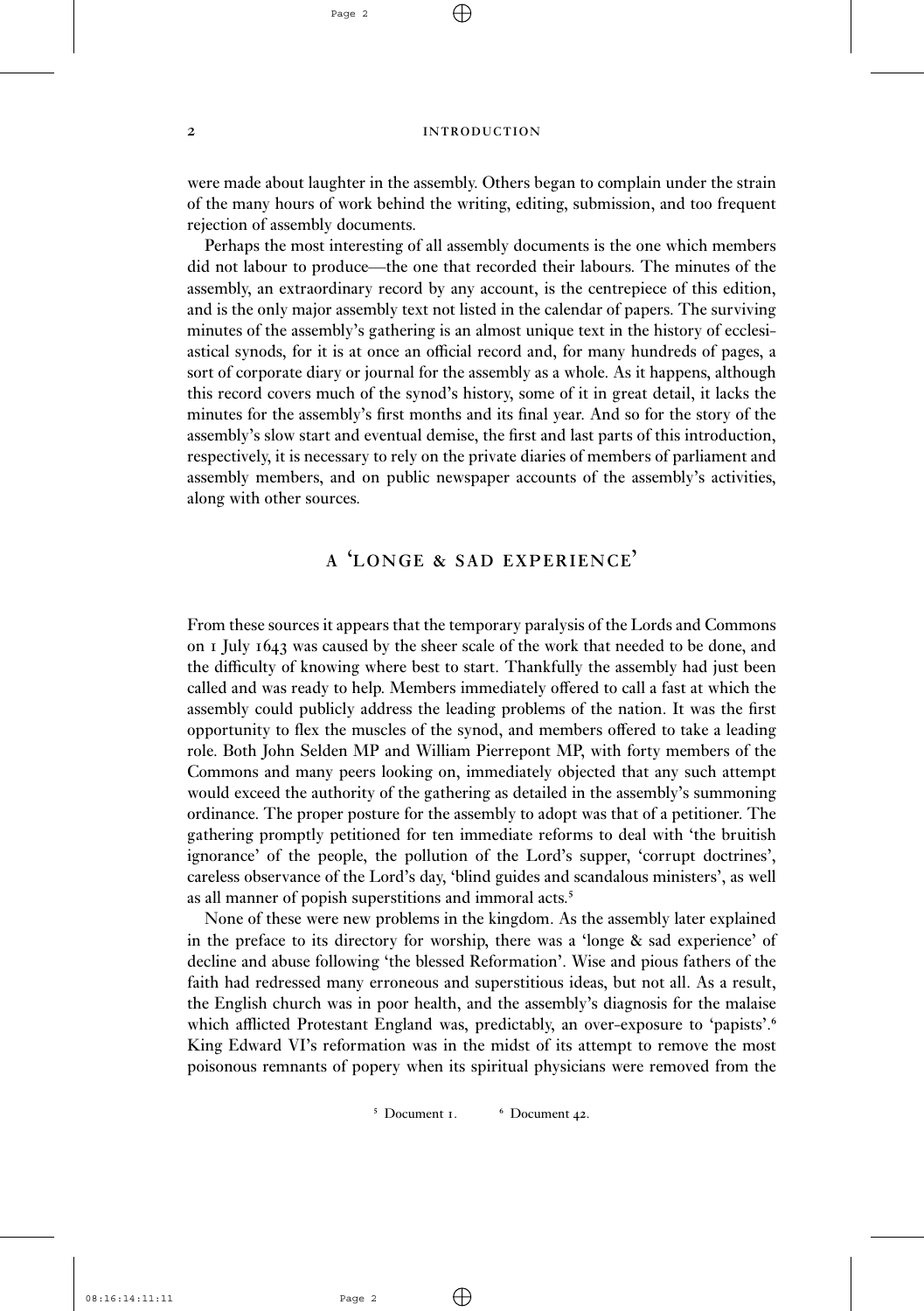were made about laughter in the assembly. Others began to complain under the strain of the many hours of work behind the writing, editing, submission, and too frequent rejection of assembly documents.

Perhaps the most interesting of all assembly documents is the one which members did not labour to produce—the one that recorded their labours. The minutes of the assembly, an extraordinary record by any account, is the centrepiece of this edition, and is the only major assembly text not listed in the calendar of papers. The surviving minutes of the assembly's gathering is an almost unique text in the history of ecclesiastical synods, for it is at once an official record and, for many hundreds of pages, a sort of corporate diary or journal for the assembly as a whole. As it happens, although this record covers much of the synod's history, some of it in great detail, it lacks the minutes for the assembly's first months and its final year. And so for the story of the assembly's slow start and eventual demise, the first and last parts of this introduction, respectively, it is necessary to rely on the private diaries of members of parliament and assembly members, and on public newspaper accounts of the assembly's activities, along with other sources.

## A 'LONGE & SAD EXPERIENCE'

From these sources it appears that the temporary paralysis of the Lords and Commons on 1 July 1643 was caused by the sheer scale of the work that needed to be done, and the difficulty of knowing where best to start. Thankfully the assembly had just been called and was ready to help. Members immediately offered to call a fast at which the assembly could publicly address the leading problems of the nation. It was the first opportunity to flex the muscles of the synod, and members offered to take a leading role. Both John Selden MP and William Pierrepont MP, with forty members of the Commons and many peers looking on, immediately objected that any such attempt would exceed the authority of the gathering as detailed in the assembly's summoning ordinance. The proper posture for the assembly to adopt was that of a petitioner. The gathering promptly petitioned for ten immediate reforms to deal with 'the bruitish ignorance' of the people, the pollution of the Lord's supper, 'corrupt doctrines', careless observance of the Lord's day, 'blind guides and scandalous ministers', as well as all manner of popish superstitions and immoral acts.[5]

None of these were new problems in the kingdom. As the assembly later explained in the preface to its directory for worship, there was a 'longe & sad experience' of decline and abuse following 'the blessed Reformation'. Wise and pious fathers of the faith had redressed many erroneous and superstitious ideas, but not all. As a result, the English church was in poor health, and the assembly's diagnosis for the malaise which afflicted Protestant England was, predictably, an over-exposure to 'papists'.[6] King Edward VI's reformation was in the midst of its attempt to remove the most poisonous remnants of popery when its spiritual physicians were removed from the

[5] Document 1. [6] Document 42.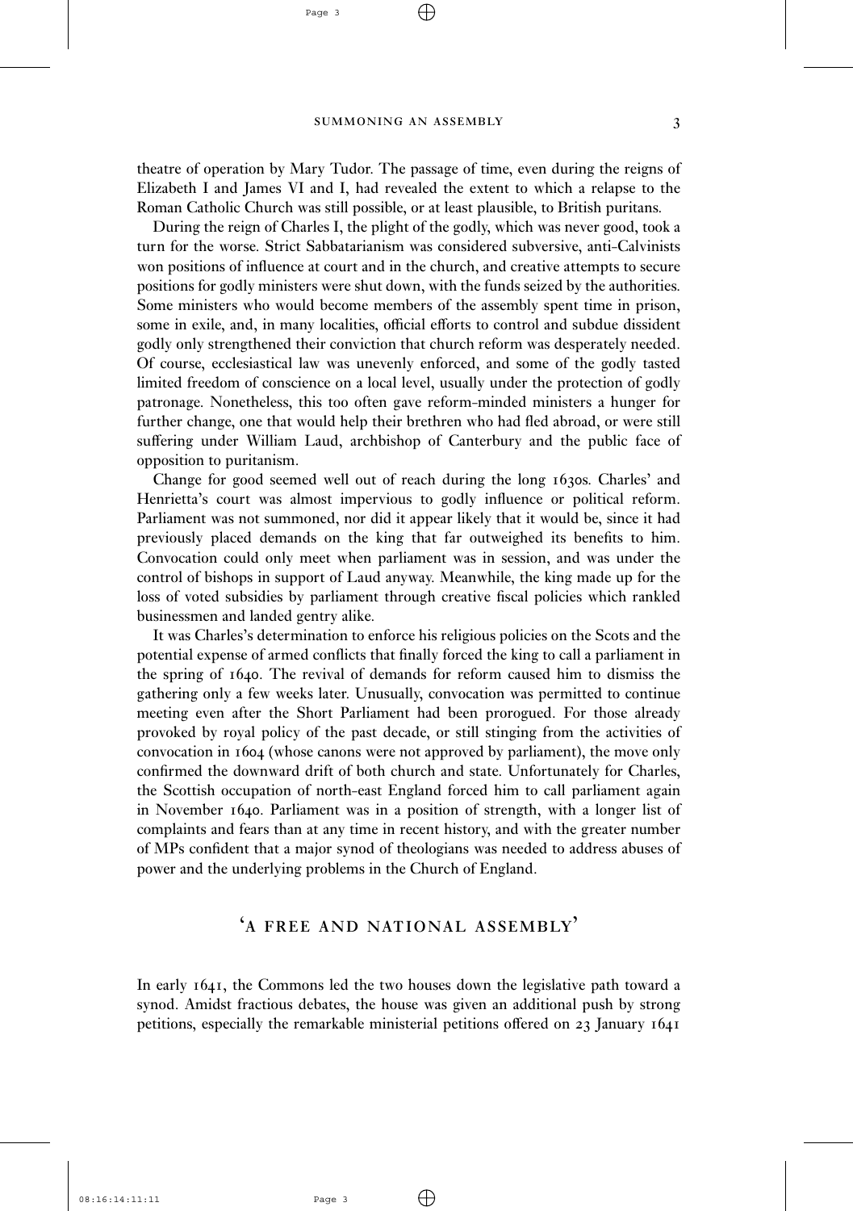theatre of operation by Mary Tudor. The passage of time, even during the reigns of Elizabeth I and James VI and I, had revealed the extent to which a relapse to the Roman Catholic Church was still possible, or at least plausible, to British puritans.

During the reign of Charles I, the plight of the godly, which was never good, took a turn for the worse. Strict Sabbatarianism was considered subversive, anti-Calvinists won positions of influence at court and in the church, and creative attempts to secure positions for godly ministers were shut down, with the funds seized by the authorities. Some ministers who would become members of the assembly spent time in prison, some in exile, and, in many localities, official efforts to control and subdue dissident godly only strengthened their conviction that church reform was desperately needed. Of course, ecclesiastical law was unevenly enforced, and some of the godly tasted limited freedom of conscience on a local level, usually under the protection of godly patronage. Nonetheless, this too often gave reform-minded ministers a hunger for further change, one that would help their brethren who had fled abroad, or were still suffering under William Laud, archbishop of Canterbury and the public face of opposition to puritanism.

Change for good seemed well out of reach during the long 1630s. Charles' and Henrietta's court was almost impervious to godly influence or political reform. Parliament was not summoned, nor did it appear likely that it would be, since it had previously placed demands on the king that far outweighed its benefits to him. Convocation could only meet when parliament was in session, and was under the control of bishops in support of Laud anyway. Meanwhile, the king made up for the loss of voted subsidies by parliament through creative fiscal policies which rankled businessmen and landed gentry alike.

It was Charles's determination to enforce his religious policies on the Scots and the potential expense of armed conflicts that finally forced the king to call a parliament in the spring of 1640. The revival of demands for reform caused him to dismiss the gathering only a few weeks later. Unusually, convocation was permitted to continue meeting even after the Short Parliament had been prorogued. For those already provoked by royal policy of the past decade, or still stinging from the activities of convocation in 1604 (whose canons were not approved by parliament), the move only confirmed the downward drift of both church and state. Unfortunately for Charles, the Scottish occupation of north-east England forced him to call parliament again in November 1640. Parliament was in a position of strength, with a longer list of complaints and fears than at any time in recent history, and with the greater number of MPs confident that a major synod of theologians was needed to address abuses of power and the underlying problems in the Church of England.

## 'A FREE AND NATIONAL ASSEMBLY'

In early 1641, the Commons led the two houses down the legislative path toward a synod. Amidst fractious debates, the house was given an additional push by strong petitions, especially the remarkable ministerial petitions offered on 23 January 1641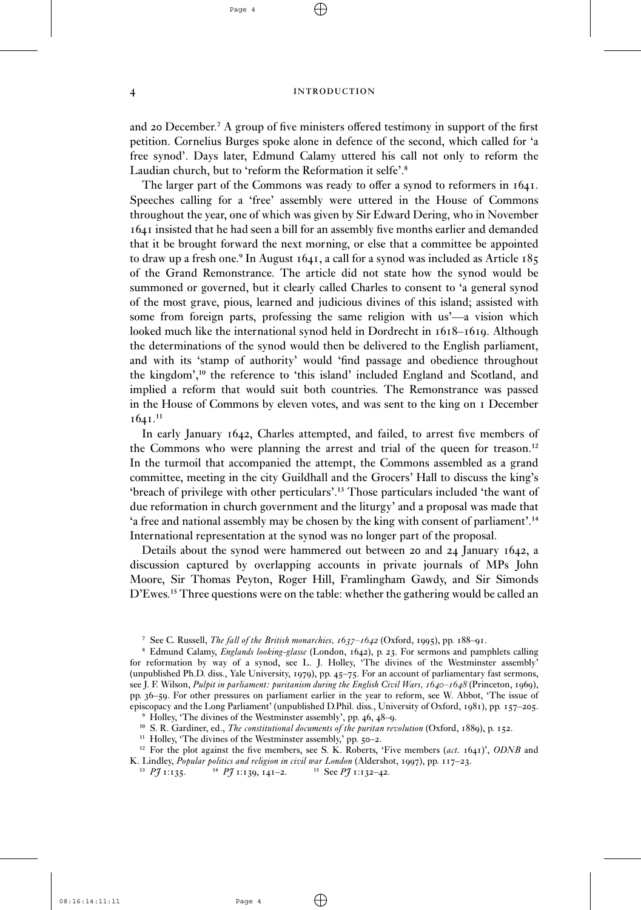and 20 December.[7] A group of five ministers offered testimony in support of the first petition. Cornelius Burges spoke alone in defence of the second, which called for 'a free synod'. Days later, Edmund Calamy uttered his call not only to reform the Laudian church, but to 'reform the Reformation it selfe'.[8]

The larger part of the Commons was ready to offer a synod to reformers in 1641. Speeches calling for a 'free' assembly were uttered in the House of Commons throughout the year, one of which was given by Sir Edward Dering, who in November 1641 insisted that he had seen a bill for an assembly five months earlier and demanded that it be brought forward the next morning, or else that a committee be appointed to draw up a fresh one.[9] In August 1641, a call for a synod was included as Article 185 of the Grand Remonstrance. The article did not state how the synod would be summoned or governed, but it clearly called Charles to consent to 'a general synod of the most grave, pious, learned and judicious divines of this island; assisted with some from foreign parts, professing the same religion with us'—a vision which looked much like the international synod held in Dordrecht in 1618–1619. Although the determinations of the synod would then be delivered to the English parliament, and with its 'stamp of authority' would 'find passage and obedience throughout the kingdom',[10] the reference to 'this island' included England and Scotland, and implied a reform that would suit both countries. The Remonstrance was passed in the House of Commons by eleven votes, and was sent to the king on 1 December 1641.[11]

In early January 1642, Charles attempted, and failed, to arrest five members of the Commons who were planning the arrest and trial of the queen for treason.[12] In the turmoil that accompanied the attempt, the Commons assembled as a grand committee, meeting in the city Guildhall and the Grocers' Hall to discuss the king's 'breach of privilege with other perticulars'.[13] Those particulars included 'the want of due reformation in church government and the liturgy' and a proposal was made that 'a free and national assembly may be chosen by the king with consent of parliament'.[14] International representation at the synod was no longer part of the proposal.

Details about the synod were hammered out between 20 and 24 January 1642, a discussion captured by overlapping accounts in private journals of MPs John Moore, Sir Thomas Peyton, Roger Hill, Framlingham Gawdy, and Sir Simonds D'Ewes.[15] Three questions were on the table: whether the gathering would be called an

---

[7] See C. Russell, *The fall of the British monarchies, 1637–1642* (Oxford, 1995), pp. 188–91.

[8] Edmund Calamy, *Englands looking-glasse* (London, 1642), p. 23. For sermons and pamphlets calling for reformation by way of a synod, see L. J. Holley, 'The divines of the Westminster assembly' (unpublished Ph.D. diss., Yale University, 1979), pp. 45–75. For an account of parliamentary fast sermons, see J. F. Wilson, *Pulpit in parliament: puritanism during the English Civil Wars, 1640–1648* (Princeton, 1969), pp. 36–59. For other pressures on parliament earlier in the year to reform, see W. Abbot, 'The issue of episcopacy and the Long Parliament' (unpublished D.Phil. diss., University of Oxford, 1981), pp. 157–205.

[9] Holley, 'The divines of the Westminster assembly', pp. 46, 48–9.

[10] S. R. Gardiner, ed., *The constitutional documents of the puritan revolution* (Oxford, 1889), p. 152.

[11] Holley, 'The divines of the Westminster assembly,' pp. 50–2.

[12] For the plot against the five members, see S. K. Roberts, 'Five members (*act.* 1641)', *ODNB* and K. Lindley, *Popular politics and religion in civil war London* (Aldershot, 1997), pp. 117–23.

[13] *PJ* 1:135.

[14] *PJ* 1:139, 141–2.

[15] See *PJ* 1:132–42.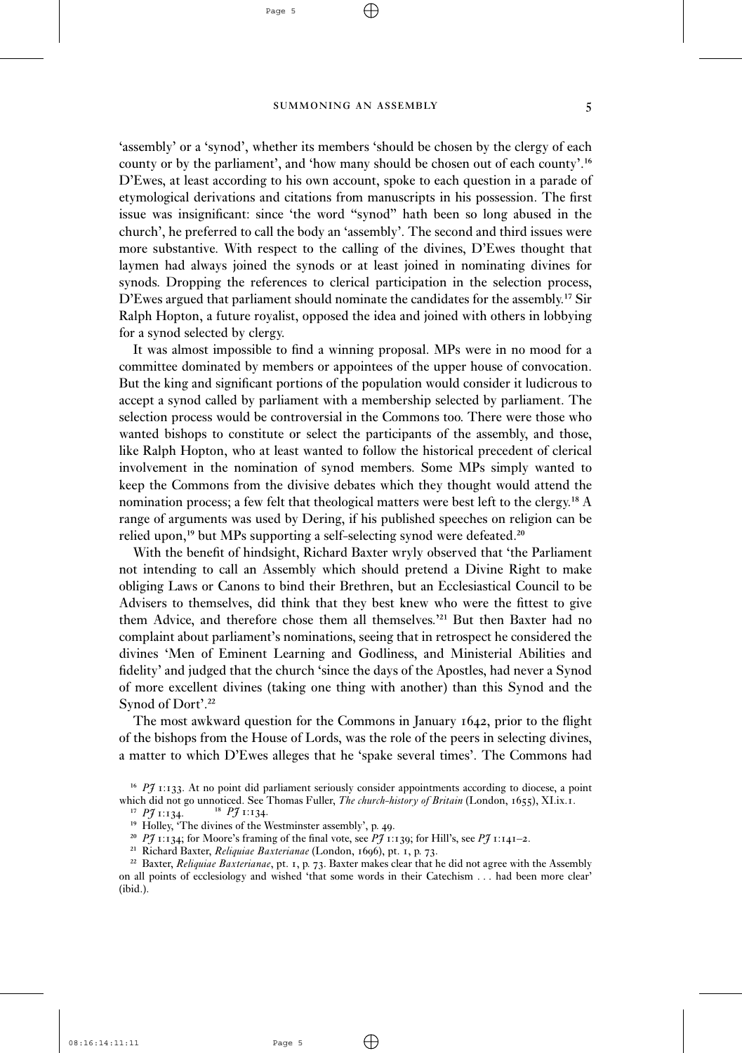'assembly' or a 'synod', whether its members 'should be chosen by the clergy of each county or by the parliament', and 'how many should be chosen out of each county'.[16] D'Ewes, at least according to his own account, spoke to each question in a parade of etymological derivations and citations from manuscripts in his possession. The first issue was insignificant: since 'the word "synod" hath been so long abused in the church', he preferred to call the body an 'assembly'. The second and third issues were more substantive. With respect to the calling of the divines, D'Ewes thought that laymen had always joined the synods or at least joined in nominating divines for synods. Dropping the references to clerical participation in the selection process, D'Ewes argued that parliament should nominate the candidates for the assembly.[17] Sir Ralph Hopton, a future royalist, opposed the idea and joined with others in lobbying for a synod selected by clergy.

It was almost impossible to find a winning proposal. MPs were in no mood for a committee dominated by members or appointees of the upper house of convocation. But the king and significant portions of the population would consider it ludicrous to accept a synod called by parliament with a membership selected by parliament. The selection process would be controversial in the Commons too. There were those who wanted bishops to constitute or select the participants of the assembly, and those, like Ralph Hopton, who at least wanted to follow the historical precedent of clerical involvement in the nomination of synod members. Some MPs simply wanted to keep the Commons from the divisive debates which they thought would attend the nomination process; a few felt that theological matters were best left to the clergy.[18] A range of arguments was used by Dering, if his published speeches on religion can be relied upon,[19] but MPs supporting a self-selecting synod were defeated.[20]

With the benefit of hindsight, Richard Baxter wryly observed that 'the Parliament not intending to call an Assembly which should pretend a Divine Right to make obliging Laws or Canons to bind their Brethren, but an Ecclesiastical Council to be Advisers to themselves, did think that they best knew who were the fittest to give them Advice, and therefore chose them all themselves.'[21] But then Baxter had no complaint about parliament's nominations, seeing that in retrospect he considered the divines 'Men of Eminent Learning and Godliness, and Ministerial Abilities and fidelity' and judged that the church 'since the days of the Apostles, had never a Synod of more excellent divines (taking one thing with another) than this Synod and the Synod of Dort'.[22]

The most awkward question for the Commons in January 1642, prior to the flight of the bishops from the House of Lords, was the role of the peers in selecting divines, a matter to which D'Ewes alleges that he 'spake several times'. The Commons had

---

[16] *PJ* 1:133. At no point did parliament seriously consider appointments according to diocese, a point which did not go unnoticed. See Thomas Fuller, *The church-history of Britain* (London, 1655), XI.ix.1.

[17] *PJ* 1:134.

[18] *PJ* 1:134.

[19] Holley, 'The divines of the Westminster assembly', p. 49.

[20] *PJ* 1:134; for Moore's framing of the final vote, see *PJ* 1:139; for Hill's, see *PJ* 1:141–2.

[21] Richard Baxter, *Reliquiae Baxterianae* (London, 1696), pt. 1, p. 73.

[22] Baxter, *Reliquiae Baxterianae*, pt. 1, p. 73. Baxter makes clear that he did not agree with the Assembly on all points of ecclesiology and wished 'that some words in their Catechism . . . had been more clear' (ibid.).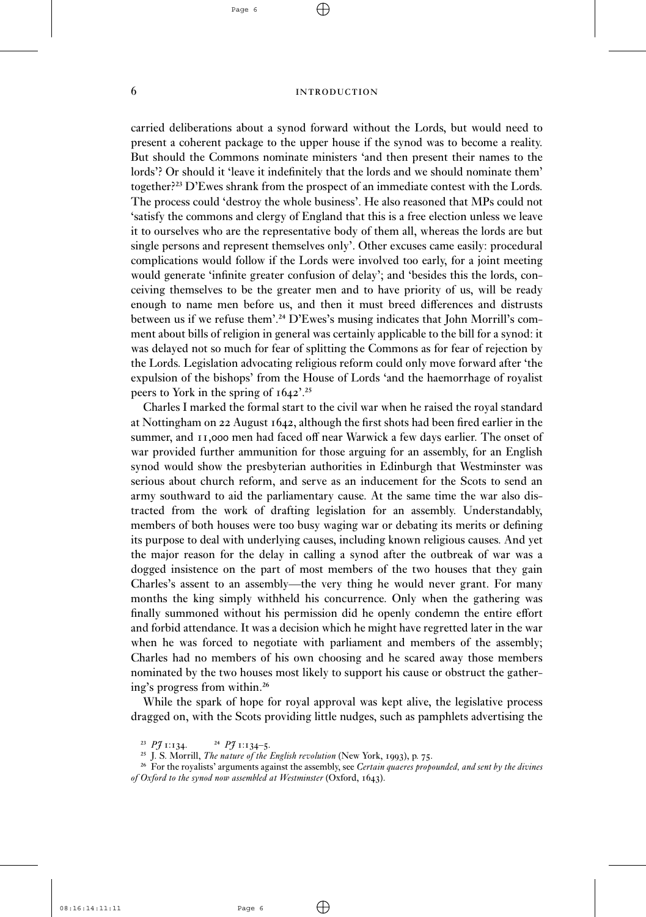carried deliberations about a synod forward without the Lords, but would need to present a coherent package to the upper house if the synod was to become a reality. But should the Commons nominate ministers 'and then present their names to the lords'? Or should it 'leave it indefinitely that the lords and we should nominate them' together?[23] D'Ewes shrank from the prospect of an immediate contest with the Lords. The process could 'destroy the whole business'. He also reasoned that MPs could not 'satisfy the commons and clergy of England that this is a free election unless we leave it to ourselves who are the representative body of them all, whereas the lords are but single persons and represent themselves only'. Other excuses came easily: procedural complications would follow if the Lords were involved too early, for a joint meeting would generate 'infinite greater confusion of delay'; and 'besides this the lords, conceiving themselves to be the greater men and to have priority of us, will be ready enough to name men before us, and then it must breed differences and distrusts between us if we refuse them'.[24] D'Ewes's musing indicates that John Morrill's comment about bills of religion in general was certainly applicable to the bill for a synod: it was delayed not so much for fear of splitting the Commons as for fear of rejection by the Lords. Legislation advocating religious reform could only move forward after 'the expulsion of the bishops' from the House of Lords 'and the haemorrhage of royalist peers to York in the spring of 1642'.[25]

Charles I marked the formal start to the civil war when he raised the royal standard at Nottingham on 22 August 1642, although the first shots had been fired earlier in the summer, and 11,000 men had faced off near Warwick a few days earlier. The onset of war provided further ammunition for those arguing for an assembly, for an English synod would show the presbyterian authorities in Edinburgh that Westminster was serious about church reform, and serve as an inducement for the Scots to send an army southward to aid the parliamentary cause. At the same time the war also distracted from the work of drafting legislation for an assembly. Understandably, members of both houses were too busy waging war or debating its merits or defining its purpose to deal with underlying causes, including known religious causes. And yet the major reason for the delay in calling a synod after the outbreak of war was a dogged insistence on the part of most members of the two houses that they gain Charles's assent to an assembly—the very thing he would never grant. For many months the king simply withheld his concurrence. Only when the gathering was finally summoned without his permission did he openly condemn the entire effort and forbid attendance. It was a decision which he might have regretted later in the war when he was forced to negotiate with parliament and members of the assembly; Charles had no members of his own choosing and he scared away those members nominated by the two houses most likely to support his cause or obstruct the gathering's progress from within.[26]

While the spark of hope for royal approval was kept alive, the legislative process dragged on, with the Scots providing little nudges, such as pamphlets advertising the

[23] *PJ* 1:134. [24] *PJ* 1:134–5.

[25] J. S. Morrill, *The nature of the English revolution* (New York, 1993), p. 75.

[26] For the royalists' arguments against the assembly, see *Certain quaeres propounded, and sent by the divines of Oxford to the synod now assembled at Westminster* (Oxford, 1643).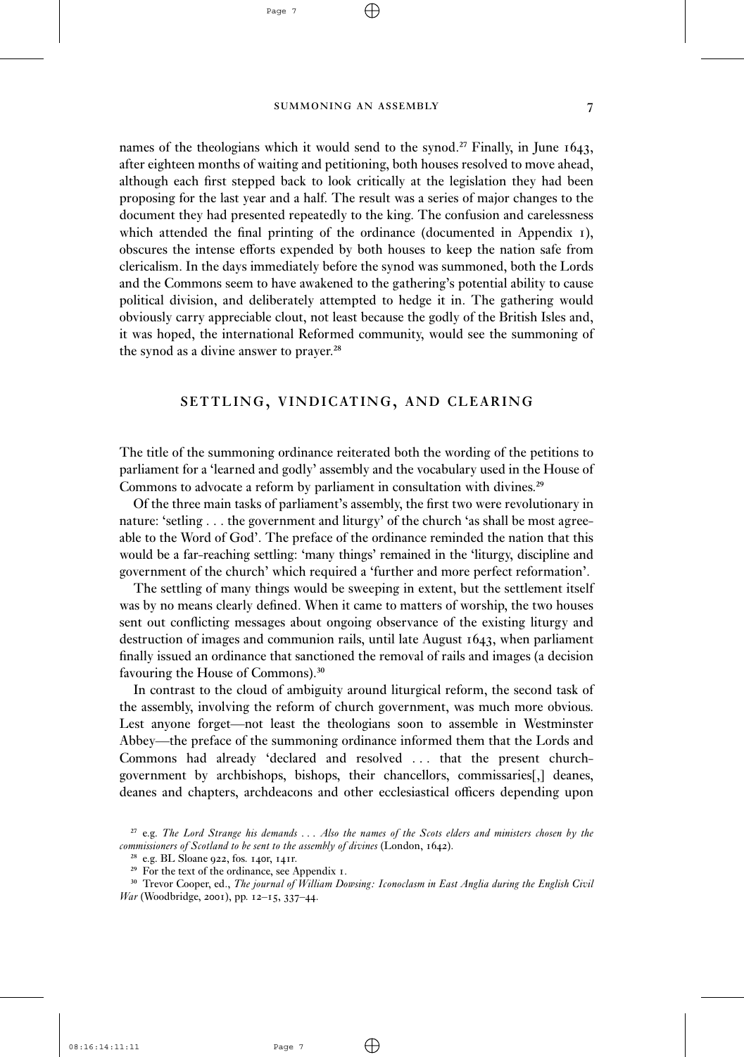names of the theologians which it would send to the synod.[27] Finally, in June 1643, after eighteen months of waiting and petitioning, both houses resolved to move ahead, although each first stepped back to look critically at the legislation they had been proposing for the last year and a half. The result was a series of major changes to the document they had presented repeatedly to the king. The confusion and carelessness which attended the final printing of the ordinance (documented in Appendix 1), obscures the intense efforts expended by both houses to keep the nation safe from clericalism. In the days immediately before the synod was summoned, both the Lords and the Commons seem to have awakened to the gathering's potential ability to cause political division, and deliberately attempted to hedge it in. The gathering would obviously carry appreciable clout, not least because the godly of the British Isles and, it was hoped, the international Reformed community, would see the summoning of the synod as a divine answer to prayer.[28]

## SETTLING, VINDICATING, AND CLEARING

The title of the summoning ordinance reiterated both the wording of the petitions to parliament for a 'learned and godly' assembly and the vocabulary used in the House of Commons to advocate a reform by parliament in consultation with divines.[29]

Of the three main tasks of parliament's assembly, the first two were revolutionary in nature: 'setling . . . the government and liturgy' of the church 'as shall be most agreeable to the Word of God'. The preface of the ordinance reminded the nation that this would be a far-reaching settling: 'many things' remained in the 'liturgy, discipline and government of the church' which required a 'further and more perfect reformation'.

The settling of many things would be sweeping in extent, but the settlement itself was by no means clearly defined. When it came to matters of worship, the two houses sent out conflicting messages about ongoing observance of the existing liturgy and destruction of images and communion rails, until late August 1643, when parliament finally issued an ordinance that sanctioned the removal of rails and images (a decision favouring the House of Commons).[30]

In contrast to the cloud of ambiguity around liturgical reform, the second task of the assembly, involving the reform of church government, was much more obvious. Lest anyone forget—not least the theologians soon to assemble in Westminster Abbey—the preface of the summoning ordinance informed them that the Lords and Commons had already 'declared and resolved . . . that the present church-government by archbishops, bishops, their chancellors, commissaries[,] deanes, deanes and chapters, archdeacons and other ecclesiastical officers depending upon

[27] e.g. *The Lord Strange his demands . . . Also the names of the Scots elders and ministers chosen by the commissioners of Scotland to be sent to the assembly of divines* (London, 1642).

[28] e.g. BL Sloane 922, fos. 140r, 141r.

[29] For the text of the ordinance, see Appendix 1.

[30] Trevor Cooper, ed., *The journal of William Dowsing: Iconoclasm in East Anglia during the English Civil War* (Woodbridge, 2001), pp. 12–15, 337–44.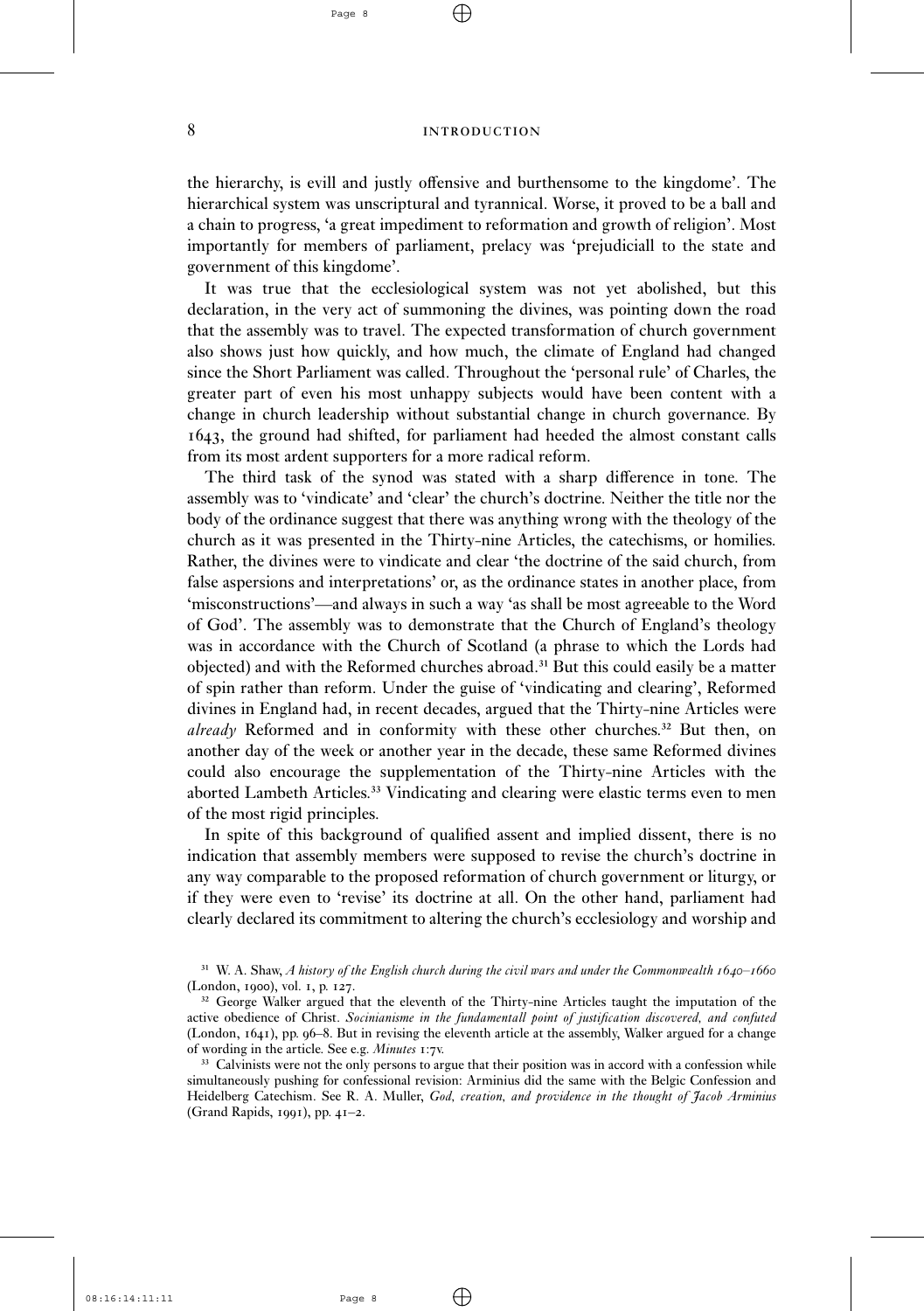the hierarchy, is evill and justly offensive and burthensome to the kingdome'. The hierarchical system was unscriptural and tyrannical. Worse, it proved to be a ball and a chain to progress, 'a great impediment to reformation and growth of religion'. Most importantly for members of parliament, prelacy was 'prejudiciall to the state and government of this kingdome'.

It was true that the ecclesiological system was not yet abolished, but this declaration, in the very act of summoning the divines, was pointing down the road that the assembly was to travel. The expected transformation of church government also shows just how quickly, and how much, the climate of England had changed since the Short Parliament was called. Throughout the 'personal rule' of Charles, the greater part of even his most unhappy subjects would have been content with a change in church leadership without substantial change in church governance. By 1643, the ground had shifted, for parliament had heeded the almost constant calls from its most ardent supporters for a more radical reform.

The third task of the synod was stated with a sharp difference in tone. The assembly was to 'vindicate' and 'clear' the church's doctrine. Neither the title nor the body of the ordinance suggest that there was anything wrong with the theology of the church as it was presented in the Thirty-nine Articles, the catechisms, or homilies. Rather, the divines were to vindicate and clear 'the doctrine of the said church, from false aspersions and interpretations' or, as the ordinance states in another place, from 'misconstructions'—and always in such a way 'as shall be most agreeable to the Word of God'. The assembly was to demonstrate that the Church of England's theology was in accordance with the Church of Scotland (a phrase to which the Lords had objected) and with the Reformed churches abroad.[31] But this could easily be a matter of spin rather than reform. Under the guise of 'vindicating and clearing', Reformed divines in England had, in recent decades, argued that the Thirty-nine Articles were *already* Reformed and in conformity with these other churches.[32] But then, on another day of the week or another year in the decade, these same Reformed divines could also encourage the supplementation of the Thirty-nine Articles with the aborted Lambeth Articles.[33] Vindicating and clearing were elastic terms even to men of the most rigid principles.

In spite of this background of qualified assent and implied dissent, there is no indication that assembly members were supposed to revise the church's doctrine in any way comparable to the proposed reformation of church government or liturgy, or if they were even to 'revise' its doctrine at all. On the other hand, parliament had clearly declared its commitment to altering the church's ecclesiology and worship and

---

[31] W. A. Shaw, *A history of the English church during the civil wars and under the Commonwealth 1640–1660* (London, 1900), vol. 1, p. 127.

[32] George Walker argued that the eleventh of the Thirty-nine Articles taught the imputation of the active obedience of Christ. *Socinianisme in the fundamentall point of justification discovered, and confuted* (London, 1641), pp. 96–8. But in revising the eleventh article at the assembly, Walker argued for a change of wording in the article. See e.g. *Minutes* 1:7v.

[33] Calvinists were not the only persons to argue that their position was in accord with a confession while simultaneously pushing for confessional revision: Arminius did the same with the Belgic Confession and Heidelberg Catechism. See R. A. Muller, *God, creation, and providence in the thought of Jacob Arminius* (Grand Rapids, 1991), pp. 41–2.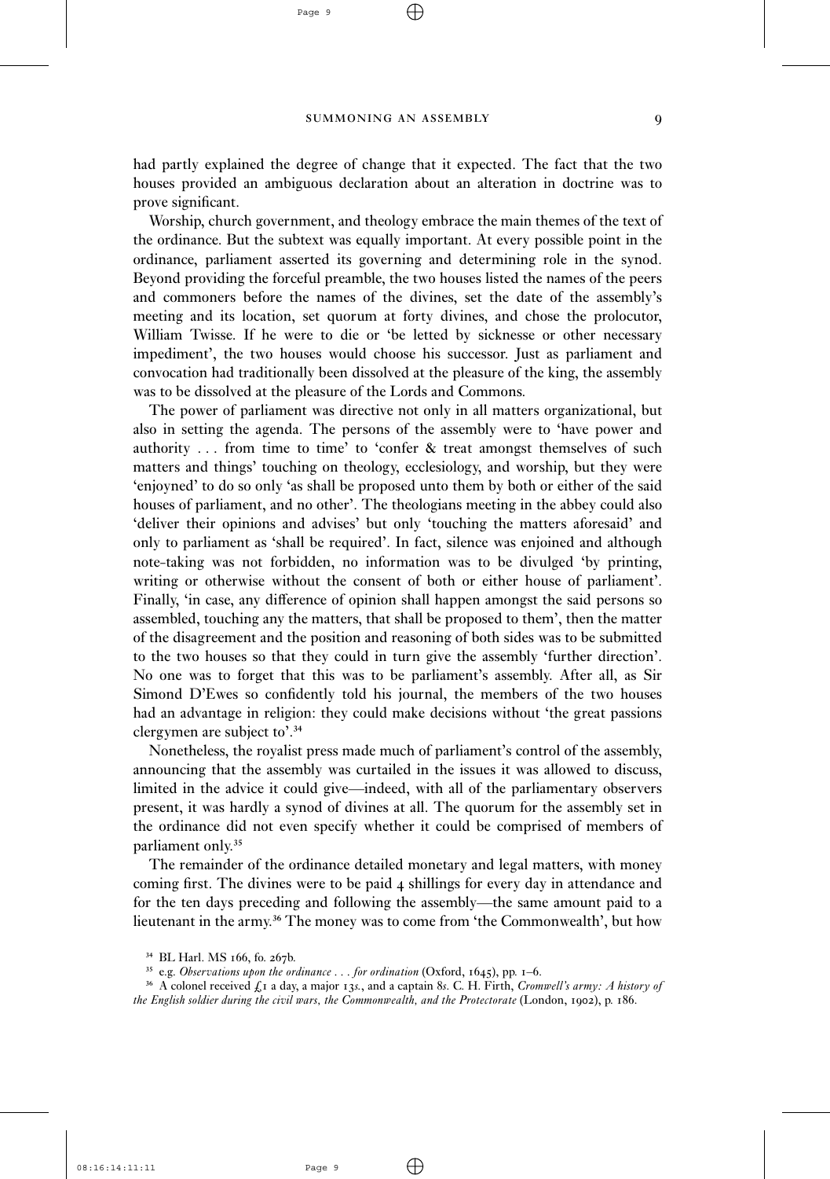had partly explained the degree of change that it expected. The fact that the two houses provided an ambiguous declaration about an alteration in doctrine was to prove significant.

Worship, church government, and theology embrace the main themes of the text of the ordinance. But the subtext was equally important. At every possible point in the ordinance, parliament asserted its governing and determining role in the synod. Beyond providing the forceful preamble, the two houses listed the names of the peers and commoners before the names of the divines, set the date of the assembly's meeting and its location, set quorum at forty divines, and chose the prolocutor, William Twisse. If he were to die or 'be letted by sicknesse or other necessary impediment', the two houses would choose his successor. Just as parliament and convocation had traditionally been dissolved at the pleasure of the king, the assembly was to be dissolved at the pleasure of the Lords and Commons.

The power of parliament was directive not only in all matters organizational, but also in setting the agenda. The persons of the assembly were to 'have power and authority . . . from time to time' to 'confer & treat amongst themselves of such matters and things' touching on theology, ecclesiology, and worship, but they were 'enjoyned' to do so only 'as shall be proposed unto them by both or either of the said houses of parliament, and no other'. The theologians meeting in the abbey could also 'deliver their opinions and advises' but only 'touching the matters aforesaid' and only to parliament as 'shall be required'. In fact, silence was enjoined and although note-taking was not forbidden, no information was to be divulged 'by printing, writing or otherwise without the consent of both or either house of parliament'. Finally, 'in case, any difference of opinion shall happen amongst the said persons so assembled, touching any the matters, that shall be proposed to them', then the matter of the disagreement and the position and reasoning of both sides was to be submitted to the two houses so that they could in turn give the assembly 'further direction'. No one was to forget that this was to be parliament's assembly. After all, as Sir Simond D'Ewes so confidently told his journal, the members of the two houses had an advantage in religion: they could make decisions without 'the great passions clergymen are subject to'.[34]

Nonetheless, the royalist press made much of parliament's control of the assembly, announcing that the assembly was curtailed in the issues it was allowed to discuss, limited in the advice it could give—indeed, with all of the parliamentary observers present, it was hardly a synod of divines at all. The quorum for the assembly set in the ordinance did not even specify whether it could be comprised of members of parliament only.[35]

The remainder of the ordinance detailed monetary and legal matters, with money coming first. The divines were to be paid 4 shillings for every day in attendance and for the ten days preceding and following the assembly—the same amount paid to a lieutenant in the army.[36] The money was to come from 'the Commonwealth', but how

---

[34] BL Harl. MS 166, fo. 267b.

[35] e.g. *Observations upon the ordinance . . . for ordination* (Oxford, 1645), pp. 1–6.

[36] A colonel received £1 a day, a major 13*s*., and a captain 8*s*. C. H. Firth, *Cromwell's army: A history of the English soldier during the civil wars, the Commonwealth, and the Protectorate* (London, 1902), p. 186.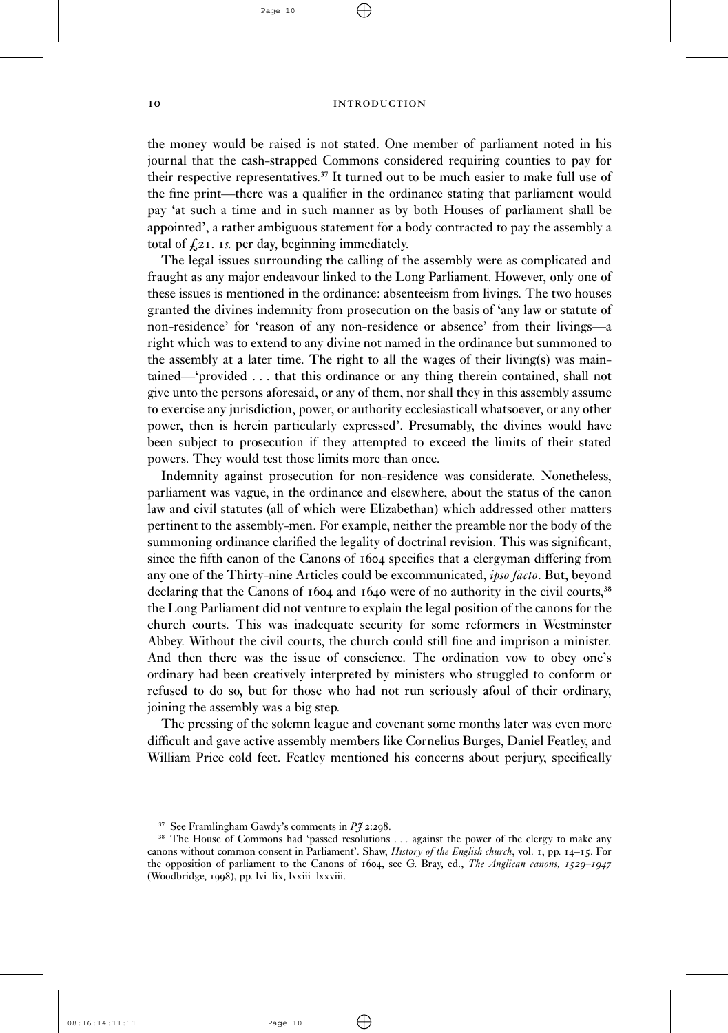the money would be raised is not stated. One member of parliament noted in his journal that the cash-strapped Commons considered requiring counties to pay for their respective representatives.[37] It turned out to be much easier to make full use of the fine print—there was a qualifier in the ordinance stating that parliament would pay 'at such a time and in such manner as by both Houses of parliament shall be appointed', a rather ambiguous statement for a body contracted to pay the assembly a total of £21. 1*s.* per day, beginning immediately.

The legal issues surrounding the calling of the assembly were as complicated and fraught as any major endeavour linked to the Long Parliament. However, only one of these issues is mentioned in the ordinance: absenteeism from livings. The two houses granted the divines indemnity from prosecution on the basis of 'any law or statute of non-residence' for 'reason of any non-residence or absence' from their livings—a right which was to extend to any divine not named in the ordinance but summoned to the assembly at a later time. The right to all the wages of their living(s) was maintained—'provided . . . that this ordinance or any thing therein contained, shall not give unto the persons aforesaid, or any of them, nor shall they in this assembly assume to exercise any jurisdiction, power, or authority ecclesiasticall whatsoever, or any other power, then is herein particularly expressed'. Presumably, the divines would have been subject to prosecution if they attempted to exceed the limits of their stated powers. They would test those limits more than once.

Indemnity against prosecution for non-residence was considerate. Nonetheless, parliament was vague, in the ordinance and elsewhere, about the status of the canon law and civil statutes (all of which were Elizabethan) which addressed other matters pertinent to the assembly-men. For example, neither the preamble nor the body of the summoning ordinance clarified the legality of doctrinal revision. This was significant, since the fifth canon of the Canons of 1604 specifies that a clergyman differing from any one of the Thirty-nine Articles could be excommunicated, *ipso facto*. But, beyond declaring that the Canons of 1604 and 1640 were of no authority in the civil courts,[38] the Long Parliament did not venture to explain the legal position of the canons for the church courts. This was inadequate security for some reformers in Westminster Abbey. Without the civil courts, the church could still fine and imprison a minister. And then there was the issue of conscience. The ordination vow to obey one's ordinary had been creatively interpreted by ministers who struggled to conform or refused to do so, but for those who had not run seriously afoul of their ordinary, joining the assembly was a big step.

The pressing of the solemn league and covenant some months later was even more difficult and gave active assembly members like Cornelius Burges, Daniel Featley, and William Price cold feet. Featley mentioned his concerns about perjury, specifically

---

[37] See Framlingham Gawdy's comments in *PJ* 2:298.

[38] The House of Commons had 'passed resolutions . . . against the power of the clergy to make any canons without common consent in Parliament'. Shaw, *History of the English church*, vol. 1, pp. 14–15. For the opposition of parliament to the Canons of 1604, see G. Bray, ed., *The Anglican canons, 1529–1947* (Woodbridge, 1998), pp. lvi–lix, lxxiii–lxxviii.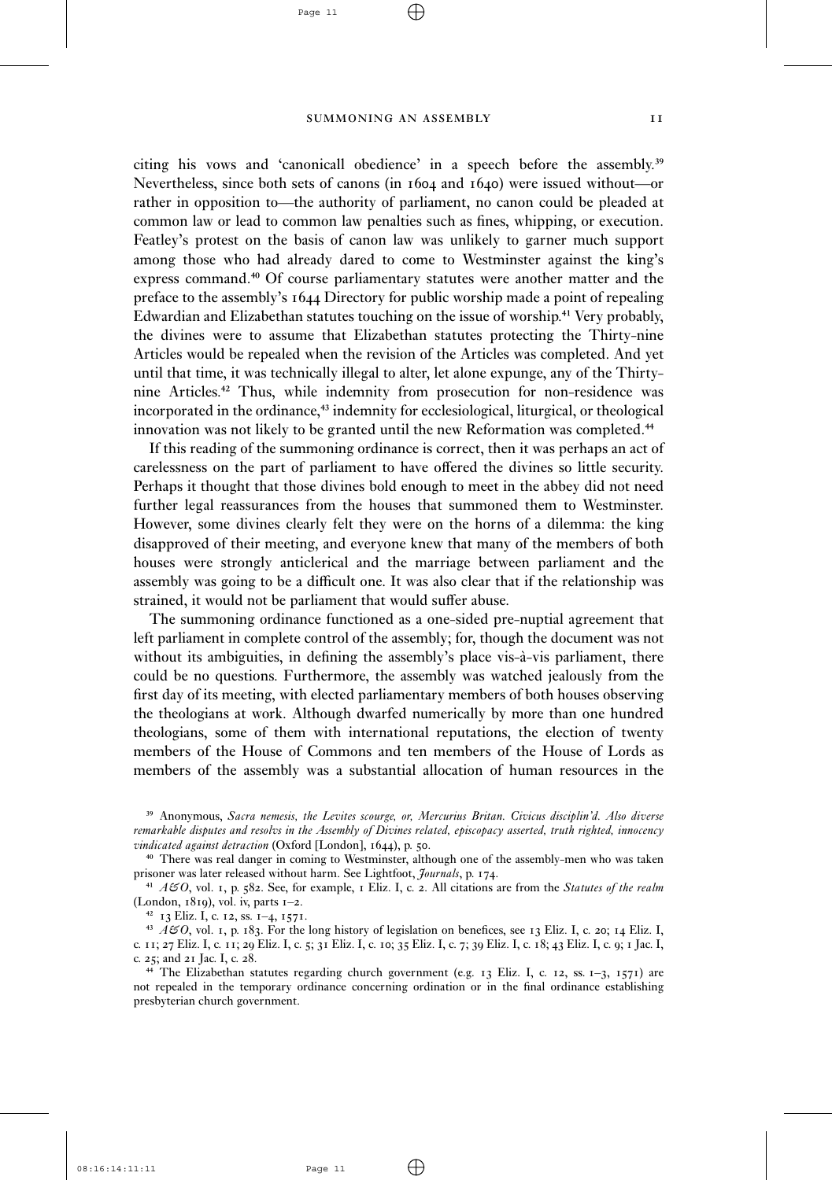citing his vows and 'canonicall obedience' in a speech before the assembly.[39] Nevertheless, since both sets of canons (in 1604 and 1640) were issued without—or rather in opposition to—the authority of parliament, no canon could be pleaded at common law or lead to common law penalties such as fines, whipping, or execution. Featley's protest on the basis of canon law was unlikely to garner much support among those who had already dared to come to Westminster against the king's express command.[40] Of course parliamentary statutes were another matter and the preface to the assembly's 1644 Directory for public worship made a point of repealing Edwardian and Elizabethan statutes touching on the issue of worship.[41] Very probably, the divines were to assume that Elizabethan statutes protecting the Thirty-nine Articles would be repealed when the revision of the Articles was completed. And yet until that time, it was technically illegal to alter, let alone expunge, any of the Thirty-nine Articles.[42] Thus, while indemnity from prosecution for non-residence was incorporated in the ordinance,[43] indemnity for ecclesiological, liturgical, or theological innovation was not likely to be granted until the new Reformation was completed.[44]

If this reading of the summoning ordinance is correct, then it was perhaps an act of carelessness on the part of parliament to have offered the divines so little security. Perhaps it thought that those divines bold enough to meet in the abbey did not need further legal reassurances from the houses that summoned them to Westminster. However, some divines clearly felt they were on the horns of a dilemma: the king disapproved of their meeting, and everyone knew that many of the members of both houses were strongly anticlerical and the marriage between parliament and the assembly was going to be a difficult one. It was also clear that if the relationship was strained, it would not be parliament that would suffer abuse.

The summoning ordinance functioned as a one-sided pre-nuptial agreement that left parliament in complete control of the assembly; for, though the document was not without its ambiguities, in defining the assembly's place vis-à-vis parliament, there could be no questions. Furthermore, the assembly was watched jealously from the first day of its meeting, with elected parliamentary members of both houses observing the theologians at work. Although dwarfed numerically by more than one hundred theologians, some of them with international reputations, the election of twenty members of the House of Commons and ten members of the House of Lords as members of the assembly was a substantial allocation of human resources in the

[39] Anonymous, *Sacra nemesis, the Levites scourge, or, Mercurius Britan. Civicus disciplin'd. Also diverse remarkable disputes and resolvs in the Assembly of Divines related, episcopacy asserted, truth righted, innocency vindicated against detraction* (Oxford [London], 1644), p. 50.

[40] There was real danger in coming to Westminster, although one of the assembly-men who was taken prisoner was later released without harm. See Lightfoot, *Journals*, p. 174.

[41] *A&O*, vol. 1, p. 582. See, for example, 1 Eliz. I, c. 2. All citations are from the *Statutes of the realm* (London, 1819), vol. iv, parts 1–2.

[42] 13 Eliz. I, c. 12, ss. 1–4, 1571.

[43] *A&O*, vol. 1, p. 183. For the long history of legislation on benefices, see 13 Eliz. I, c. 20; 14 Eliz. I, c. 11; 27 Eliz. I, c. 11; 29 Eliz. I, c. 5; 31 Eliz. I, c. 10; 35 Eliz. I, c. 7; 39 Eliz. I, c. 18; 43 Eliz. I, c. 9; 1 Jac. I, c. 25; and 21 Jac. I, c. 28.

[44] The Elizabethan statutes regarding church government (e.g. 13 Eliz. I, c. 12, ss. 1–3, 1571) are not repealed in the temporary ordinance concerning ordination or in the final ordinance establishing presbyterian church government.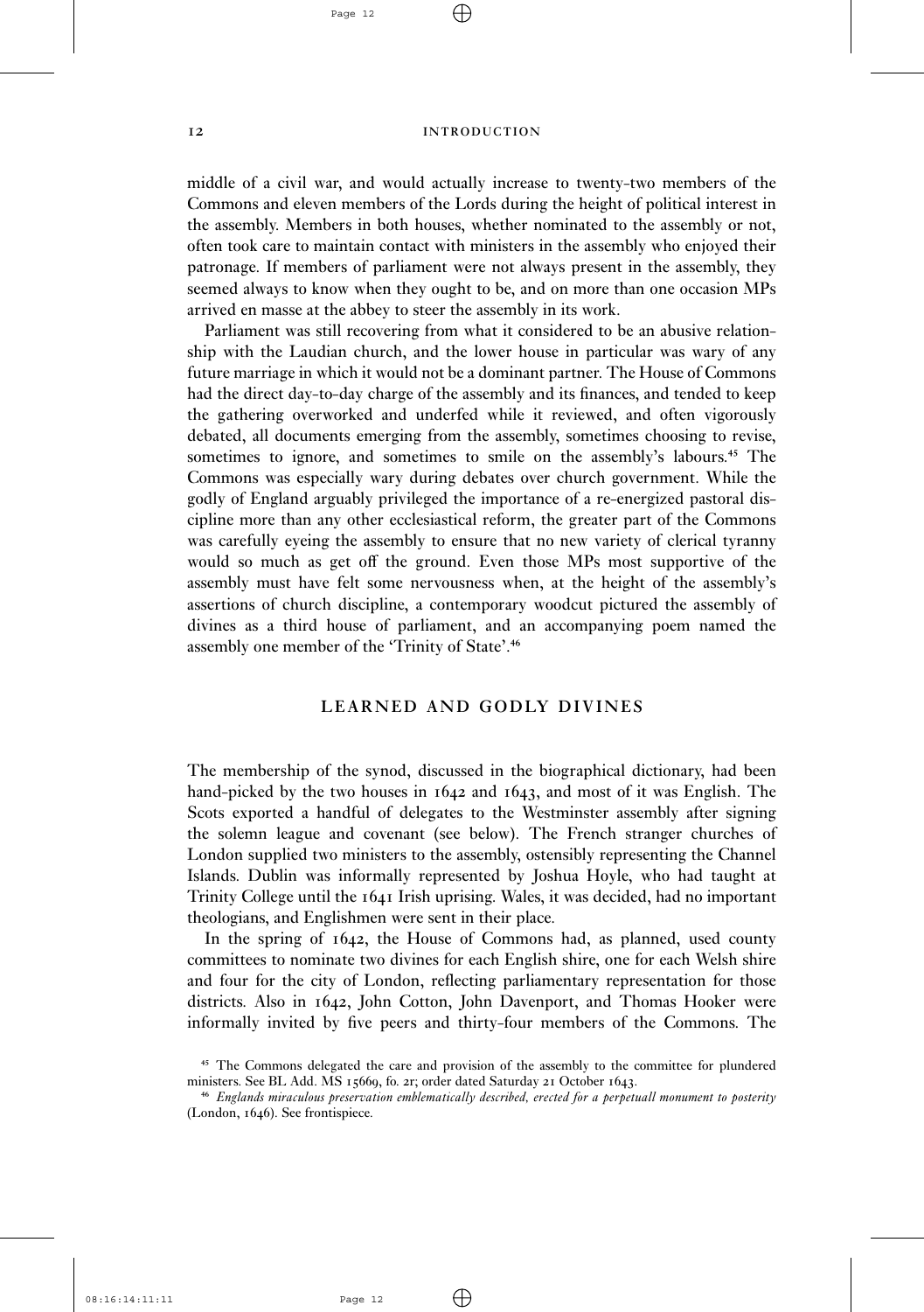middle of a civil war, and would actually increase to twenty-two members of the Commons and eleven members of the Lords during the height of political interest in the assembly. Members in both houses, whether nominated to the assembly or not, often took care to maintain contact with ministers in the assembly who enjoyed their patronage. If members of parliament were not always present in the assembly, they seemed always to know when they ought to be, and on more than one occasion MPs arrived en masse at the abbey to steer the assembly in its work.

Parliament was still recovering from what it considered to be an abusive relationship with the Laudian church, and the lower house in particular was wary of any future marriage in which it would not be a dominant partner. The House of Commons had the direct day-to-day charge of the assembly and its finances, and tended to keep the gathering overworked and underfed while it reviewed, and often vigorously debated, all documents emerging from the assembly, sometimes choosing to revise, sometimes to ignore, and sometimes to smile on the assembly's labours.[45] The Commons was especially wary during debates over church government. While the godly of England arguably privileged the importance of a re-energized pastoral discipline more than any other ecclesiastical reform, the greater part of the Commons was carefully eyeing the assembly to ensure that no new variety of clerical tyranny would so much as get off the ground. Even those MPs most supportive of the assembly must have felt some nervousness when, at the height of the assembly's assertions of church discipline, a contemporary woodcut pictured the assembly of divines as a third house of parliament, and an accompanying poem named the assembly one member of the 'Trinity of State'.[46]

## LEARNED AND GODLY DIVINES

The membership of the synod, discussed in the biographical dictionary, had been hand-picked by the two houses in 1642 and 1643, and most of it was English. The Scots exported a handful of delegates to the Westminster assembly after signing the solemn league and covenant (see below). The French stranger churches of London supplied two ministers to the assembly, ostensibly representing the Channel Islands. Dublin was informally represented by Joshua Hoyle, who had taught at Trinity College until the 1641 Irish uprising. Wales, it was decided, had no important theologians, and Englishmen were sent in their place.

In the spring of 1642, the House of Commons had, as planned, used county committees to nominate two divines for each English shire, one for each Welsh shire and four for the city of London, reflecting parliamentary representation for those districts. Also in 1642, John Cotton, John Davenport, and Thomas Hooker were informally invited by five peers and thirty-four members of the Commons. The

[45] The Commons delegated the care and provision of the assembly to the committee for plundered ministers. See BL Add. MS 15669, fo. 2r; order dated Saturday 21 October 1643.

[46] *Englands miraculous preservation emblematically described, erected for a perpetuall monument to posterity* (London, 1646). See frontispiece.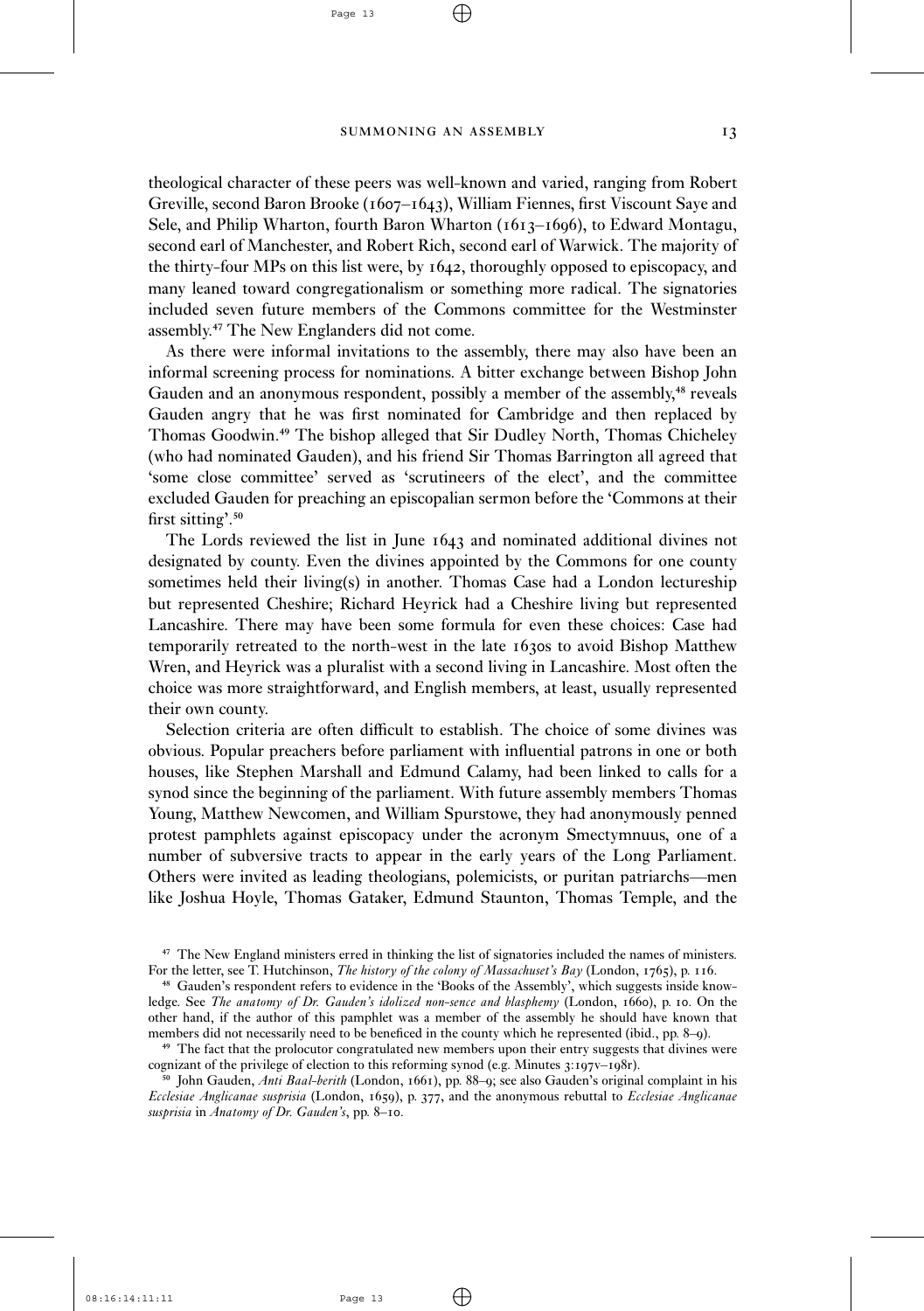theological character of these peers was well-known and varied, ranging from Robert Greville, second Baron Brooke (1607–1643), William Fiennes, first Viscount Saye and Sele, and Philip Wharton, fourth Baron Wharton (1613–1696), to Edward Montagu, second earl of Manchester, and Robert Rich, second earl of Warwick. The majority of the thirty-four MPs on this list were, by 1642, thoroughly opposed to episcopacy, and many leaned toward congregationalism or something more radical. The signatories included seven future members of the Commons committee for the Westminster assembly.[47] The New Englanders did not come.

As there were informal invitations to the assembly, there may also have been an informal screening process for nominations. A bitter exchange between Bishop John Gauden and an anonymous respondent, possibly a member of the assembly,[48] reveals Gauden angry that he was first nominated for Cambridge and then replaced by Thomas Goodwin.[49] The bishop alleged that Sir Dudley North, Thomas Chicheley (who had nominated Gauden), and his friend Sir Thomas Barrington all agreed that 'some close committee' served as 'scrutineers of the elect', and the committee excluded Gauden for preaching an episcopalian sermon before the 'Commons at their first sitting'.[50]

The Lords reviewed the list in June 1643 and nominated additional divines not designated by county. Even the divines appointed by the Commons for one county sometimes held their living(s) in another. Thomas Case had a London lectureship but represented Cheshire; Richard Heyrick had a Cheshire living but represented Lancashire. There may have been some formula for even these choices: Case had temporarily retreated to the north-west in the late 1630s to avoid Bishop Matthew Wren, and Heyrick was a pluralist with a second living in Lancashire. Most often the choice was more straightforward, and English members, at least, usually represented their own county.

Selection criteria are often difficult to establish. The choice of some divines was obvious. Popular preachers before parliament with influential patrons in one or both houses, like Stephen Marshall and Edmund Calamy, had been linked to calls for a synod since the beginning of the parliament. With future assembly members Thomas Young, Matthew Newcomen, and William Spurstowe, they had anonymously penned protest pamphlets against episcopacy under the acronym Smectymnuus, one of a number of subversive tracts to appear in the early years of the Long Parliament. Others were invited as leading theologians, polemicists, or puritan patriarchs—men like Joshua Hoyle, Thomas Gataker, Edmund Staunton, Thomas Temple, and the

---

[47] The New England ministers erred in thinking the list of signatories included the names of ministers. For the letter, see T. Hutchinson, *The history of the colony of Massachuset's Bay* (London, 1765), p. 116.

[48] Gauden's respondent refers to evidence in the 'Books of the Assembly', which suggests inside knowledge. See *The anatomy of Dr. Gauden's idolized non-sence and blasphemy* (London, 1660), p. 10. On the other hand, if the author of this pamphlet was a member of the assembly he should have known that members did not necessarily need to be beneficed in the county which he represented (ibid., pp. 8–9).

[49] The fact that the prolocutor congratulated new members upon their entry suggests that divines were cognizant of the privilege of election to this reforming synod (e.g. Minutes 3:197v–198r).

[50] John Gauden, *Anti Baal-berith* (London, 1661), pp. 88–9; see also Gauden's original complaint in his *Ecclesiae Anglicanae susprisia* (London, 1659), p. 377, and the anonymous rebuttal to *Ecclesiae Anglicanae susprisia* in *Anatomy of Dr. Gauden's*, pp. 8–10.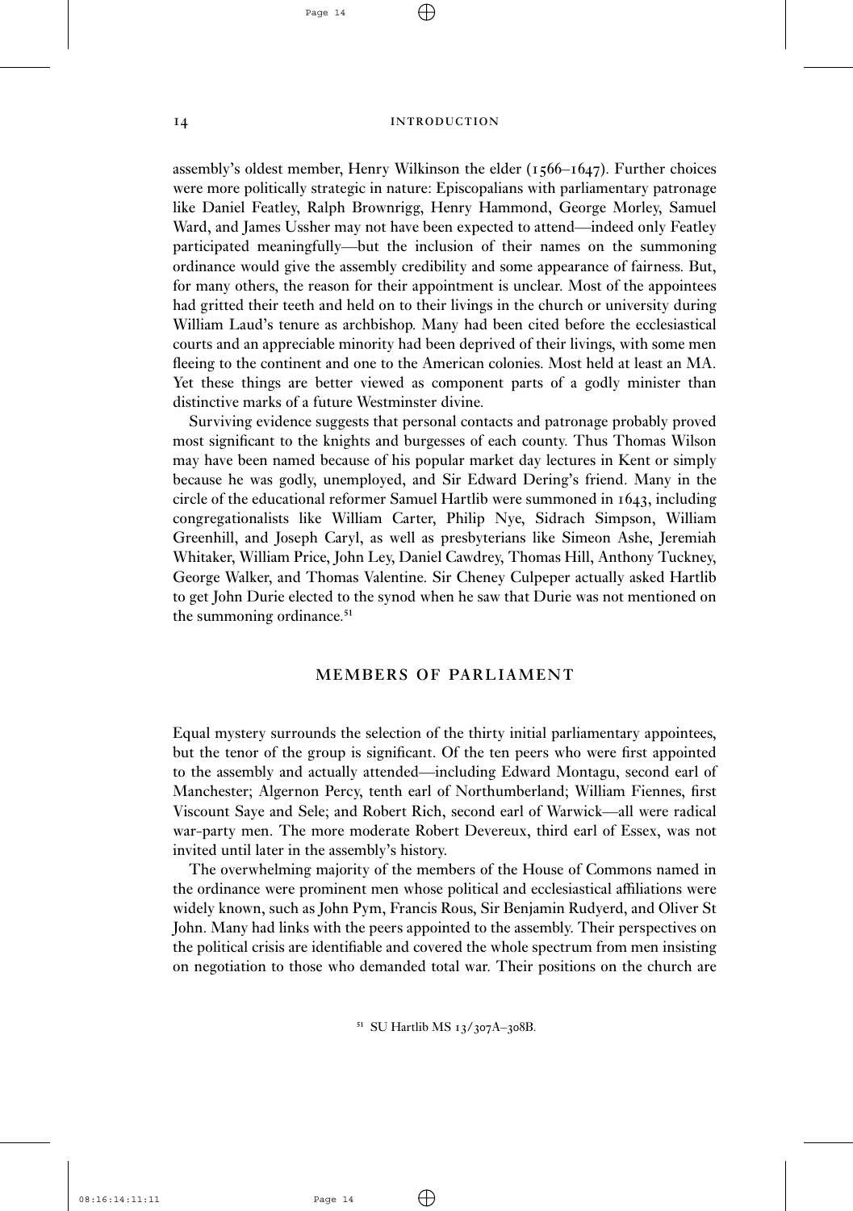assembly's oldest member, Henry Wilkinson the elder (1566–1647). Further choices were more politically strategic in nature: Episcopalians with parliamentary patronage like Daniel Featley, Ralph Brownrigg, Henry Hammond, George Morley, Samuel Ward, and James Ussher may not have been expected to attend—indeed only Featley participated meaningfully—but the inclusion of their names on the summoning ordinance would give the assembly credibility and some appearance of fairness. But, for many others, the reason for their appointment is unclear. Most of the appointees had gritted their teeth and held on to their livings in the church or university during William Laud's tenure as archbishop. Many had been cited before the ecclesiastical courts and an appreciable minority had been deprived of their livings, with some men fleeing to the continent and one to the American colonies. Most held at least an MA. Yet these things are better viewed as component parts of a godly minister than distinctive marks of a future Westminster divine.

Surviving evidence suggests that personal contacts and patronage probably proved most significant to the knights and burgesses of each county. Thus Thomas Wilson may have been named because of his popular market day lectures in Kent or simply because he was godly, unemployed, and Sir Edward Dering's friend. Many in the circle of the educational reformer Samuel Hartlib were summoned in 1643, including congregationalists like William Carter, Philip Nye, Sidrach Simpson, William Greenhill, and Joseph Caryl, as well as presbyterians like Simeon Ashe, Jeremiah Whitaker, William Price, John Ley, Daniel Cawdrey, Thomas Hill, Anthony Tuckney, George Walker, and Thomas Valentine. Sir Cheney Culpeper actually asked Hartlib to get John Durie elected to the synod when he saw that Durie was not mentioned on the summoning ordinance.[51]

## MEMBERS OF PARLIAMENT

Equal mystery surrounds the selection of the thirty initial parliamentary appointees, but the tenor of the group is significant. Of the ten peers who were first appointed to the assembly and actually attended—including Edward Montagu, second earl of Manchester; Algernon Percy, tenth earl of Northumberland; William Fiennes, first Viscount Saye and Sele; and Robert Rich, second earl of Warwick—all were radical war-party men. The more moderate Robert Devereux, third earl of Essex, was not invited until later in the assembly's history.

The overwhelming majority of the members of the House of Commons named in the ordinance were prominent men whose political and ecclesiastical affiliations were widely known, such as John Pym, Francis Rous, Sir Benjamin Rudyerd, and Oliver St John. Many had links with the peers appointed to the assembly. Their perspectives on the political crisis are identifiable and covered the whole spectrum from men insisting on negotiation to those who demanded total war. Their positions on the church are

[51] SU Hartlib MS 13/307A–308B.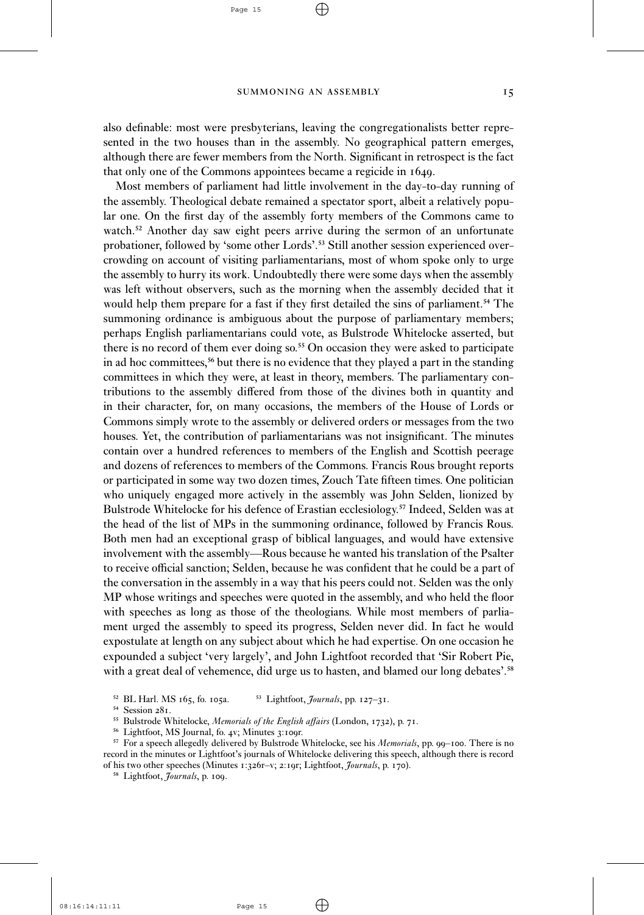also definable: most were presbyterians, leaving the congregationalists better represented in the two houses than in the assembly. No geographical pattern emerges, although there are fewer members from the North. Significant in retrospect is the fact that only one of the Commons appointees became a regicide in 1649.

Most members of parliament had little involvement in the day-to-day running of the assembly. Theological debate remained a spectator sport, albeit a relatively popular one. On the first day of the assembly forty members of the Commons came to watch.[52] Another day saw eight peers arrive during the sermon of an unfortunate probationer, followed by 'some other Lords'.[53] Still another session experienced overcrowding on account of visiting parliamentarians, most of whom spoke only to urge the assembly to hurry its work. Undoubtedly there were some days when the assembly was left without observers, such as the morning when the assembly decided that it would help them prepare for a fast if they first detailed the sins of parliament.[54] The summoning ordinance is ambiguous about the purpose of parliamentary members; perhaps English parliamentarians could vote, as Bulstrode Whitelocke asserted, but there is no record of them ever doing so.[55] On occasion they were asked to participate in ad hoc committees,[56] but there is no evidence that they played a part in the standing committees in which they were, at least in theory, members. The parliamentary contributions to the assembly differed from those of the divines both in quantity and in their character, for, on many occasions, the members of the House of Lords or Commons simply wrote to the assembly or delivered orders or messages from the two houses. Yet, the contribution of parliamentarians was not insignificant. The minutes contain over a hundred references to members of the English and Scottish peerage and dozens of references to members of the Commons. Francis Rous brought reports or participated in some way two dozen times, Zouch Tate fifteen times. One politician who uniquely engaged more actively in the assembly was John Selden, lionized by Bulstrode Whitelocke for his defence of Erastian ecclesiology.[57] Indeed, Selden was at the head of the list of MPs in the summoning ordinance, followed by Francis Rous. Both men had an exceptional grasp of biblical languages, and would have extensive involvement with the assembly—Rous because he wanted his translation of the Psalter to receive official sanction; Selden, because he was confident that he could be a part of the conversation in the assembly in a way that his peers could not. Selden was the only MP whose writings and speeches were quoted in the assembly, and who held the floor with speeches as long as those of the theologians. While most members of parliament urged the assembly to speed its progress, Selden never did. In fact he would expostulate at length on any subject about which he had expertise. On one occasion he expounded a subject 'very largely', and John Lightfoot recorded that 'Sir Robert Pie, with a great deal of vehemence, did urge us to hasten, and blamed our long debates'.[58]

---

[52] BL Harl. MS 165, fo. 105a.

[53] Lightfoot, *Journals*, pp. 127–31.

[54] Session 281.

[55] Bulstrode Whitelocke, *Memorials of the English affairs* (London, 1732), p. 71.

[56] Lightfoot, MS Journal, fo. 4v; Minutes 3:109r.

[57] For a speech allegedly delivered by Bulstrode Whitelocke, see his *Memorials*, pp. 99–100. There is no record in the minutes or Lightfoot's journals of Whitelocke delivering this speech, although there is record of his two other speeches (Minutes 1:326r–v; 2:19r; Lightfoot, *Journals*, p. 170).

[58] Lightfoot, *Journals*, p. 109.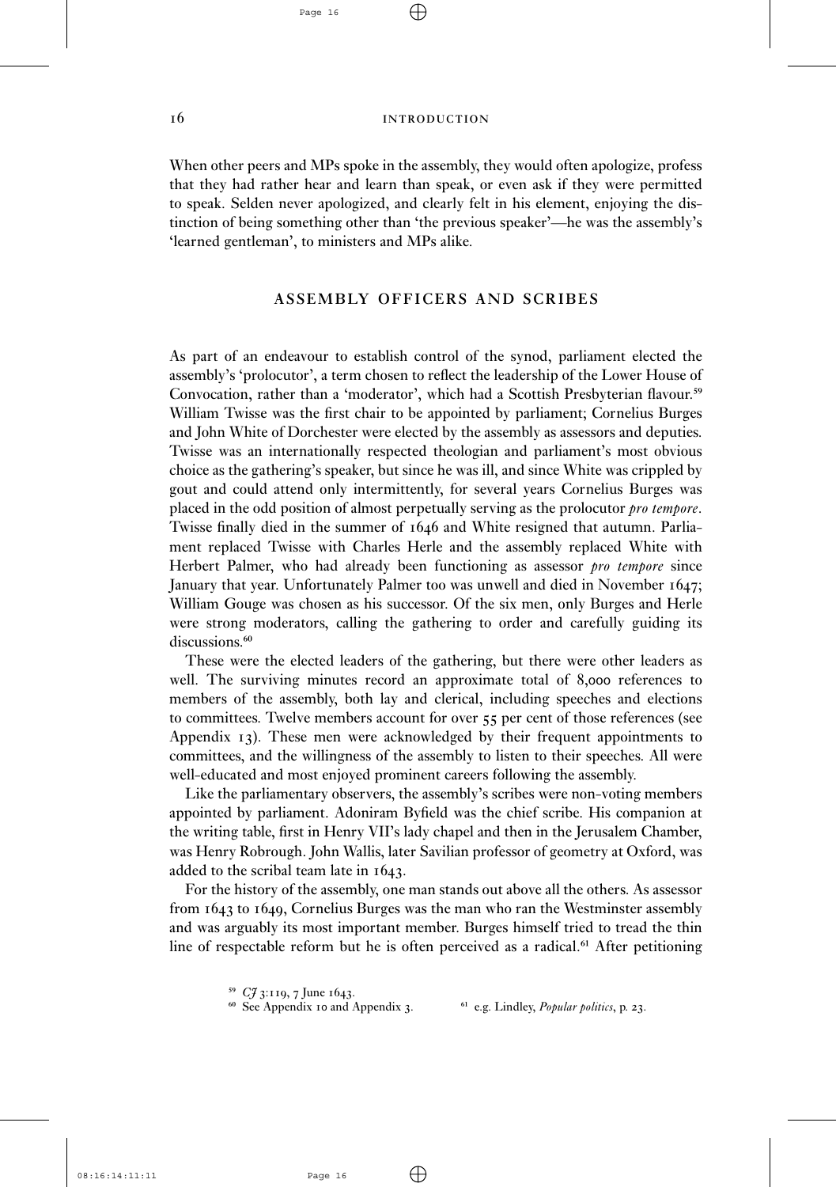When other peers and MPs spoke in the assembly, they would often apologize, profess that they had rather hear and learn than speak, or even ask if they were permitted to speak. Selden never apologized, and clearly felt in his element, enjoying the distinction of being something other than 'the previous speaker'—he was the assembly's 'learned gentleman', to ministers and MPs alike.

## ASSEMBLY OFFICERS AND SCRIBES

As part of an endeavour to establish control of the synod, parliament elected the assembly's 'prolocutor', a term chosen to reflect the leadership of the Lower House of Convocation, rather than a 'moderator', which had a Scottish Presbyterian flavour.[59] William Twisse was the first chair to be appointed by parliament; Cornelius Burges and John White of Dorchester were elected by the assembly as assessors and deputies. Twisse was an internationally respected theologian and parliament's most obvious choice as the gathering's speaker, but since he was ill, and since White was crippled by gout and could attend only intermittently, for several years Cornelius Burges was placed in the odd position of almost perpetually serving as the prolocutor *pro tempore*. Twisse finally died in the summer of 1646 and White resigned that autumn. Parliament replaced Twisse with Charles Herle and the assembly replaced White with Herbert Palmer, who had already been functioning as assessor *pro tempore* since January that year. Unfortunately Palmer too was unwell and died in November 1647; William Gouge was chosen as his successor. Of the six men, only Burges and Herle were strong moderators, calling the gathering to order and carefully guiding its discussions.[60]

These were the elected leaders of the gathering, but there were other leaders as well. The surviving minutes record an approximate total of 8,000 references to members of the assembly, both lay and clerical, including speeches and elections to committees. Twelve members account for over 55 per cent of those references (see Appendix 13). These men were acknowledged by their frequent appointments to committees, and the willingness of the assembly to listen to their speeches. All were well-educated and most enjoyed prominent careers following the assembly.

Like the parliamentary observers, the assembly's scribes were non-voting members appointed by parliament. Adoniram Byfield was the chief scribe. His companion at the writing table, first in Henry VII's lady chapel and then in the Jerusalem Chamber, was Henry Robrough. John Wallis, later Savilian professor of geometry at Oxford, was added to the scribal team late in 1643.

For the history of the assembly, one man stands out above all the others. As assessor from 1643 to 1649, Cornelius Burges was the man who ran the Westminster assembly and was arguably its most important member. Burges himself tried to tread the thin line of respectable reform but he is often perceived as a radical.[61] After petitioning

[59] *CJ* 3:119, 7 June 1643.

[60] See Appendix 10 and Appendix 3.

[61] e.g. Lindley, *Popular politics*, p. 23.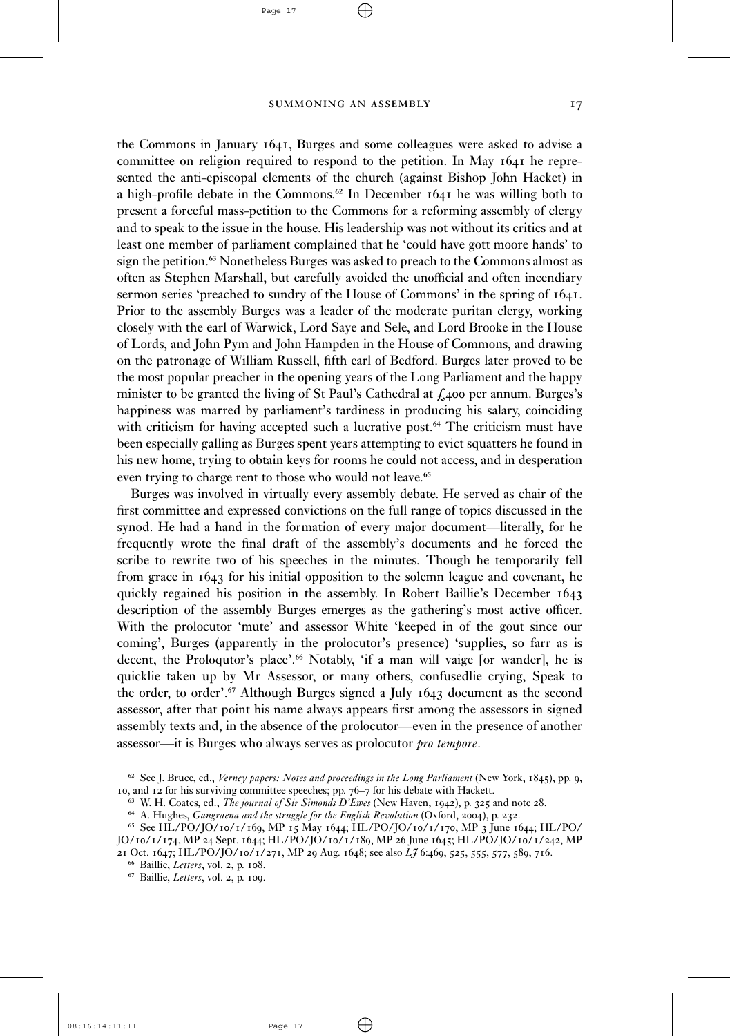the Commons in January 1641, Burges and some colleagues were asked to advise a committee on religion required to respond to the petition. In May 1641 he represented the anti-episcopal elements of the church (against Bishop John Hacket) in a high-profile debate in the Commons.[62] In December 1641 he was willing both to present a forceful mass-petition to the Commons for a reforming assembly of clergy and to speak to the issue in the house. His leadership was not without its critics and at least one member of parliament complained that he 'could have gott moore hands' to sign the petition.[63] Nonetheless Burges was asked to preach to the Commons almost as often as Stephen Marshall, but carefully avoided the unofficial and often incendiary sermon series 'preached to sundry of the House of Commons' in the spring of 1641. Prior to the assembly Burges was a leader of the moderate puritan clergy, working closely with the earl of Warwick, Lord Saye and Sele, and Lord Brooke in the House of Lords, and John Pym and John Hampden in the House of Commons, and drawing on the patronage of William Russell, fifth earl of Bedford. Burges later proved to be the most popular preacher in the opening years of the Long Parliament and the happy minister to be granted the living of St Paul's Cathedral at £400 per annum. Burges's happiness was marred by parliament's tardiness in producing his salary, coinciding with criticism for having accepted such a lucrative post.[64] The criticism must have been especially galling as Burges spent years attempting to evict squatters he found in his new home, trying to obtain keys for rooms he could not access, and in desperation even trying to charge rent to those who would not leave.[65]

Burges was involved in virtually every assembly debate. He served as chair of the first committee and expressed convictions on the full range of topics discussed in the synod. He had a hand in the formation of every major document—literally, for he frequently wrote the final draft of the assembly's documents and he forced the scribe to rewrite two of his speeches in the minutes. Though he temporarily fell from grace in 1643 for his initial opposition to the solemn league and covenant, he quickly regained his position in the assembly. In Robert Baillie's December 1643 description of the assembly Burges emerges as the gathering's most active officer. With the prolocutor 'mute' and assessor White 'keeped in of the gout since our coming', Burges (apparently in the prolocutor's presence) 'supplies, so farr as is decent, the Proloqutor's place'.[66] Notably, 'if a man will vaige [or wander], he is quicklie taken up by Mr Assessor, or many others, confusedlie crying, Speak to the order, to order'.[67] Although Burges signed a July 1643 document as the second assessor, after that point his name always appears first among the assessors in signed assembly texts and, in the absence of the prolocutor—even in the presence of another assessor—it is Burges who always serves as prolocutor *pro tempore*.

[62] See J. Bruce, ed., *Verney papers: Notes and proceedings in the Long Parliament* (New York, 1845), pp. 9, 10, and 12 for his surviving committee speeches; pp. 76–7 for his debate with Hackett.

[63] W. H. Coates, ed., *The journal of Sir Simonds D'Ewes* (New Haven, 1942), p. 325 and note 28.

[64] A. Hughes, *Gangraena and the struggle for the English Revolution* (Oxford, 2004), p. 232.

[65] See HL/PO/JO/10/1/169, MP 15 May 1644; HL/PO/JO/10/1/170, MP 3 June 1644; HL/PO/JO/10/1/174, MP 24 Sept. 1644; HL/PO/JO/10/1/189, MP 26 June 1645; HL/PO/JO/10/1/242, MP 21 Oct. 1647; HL/PO/JO/10/1/271, MP 29 Aug. 1648; see also *LJ* 6:469, 525, 555, 577, 589, 716.

[66] Baillie, *Letters*, vol. 2, p. 108.

[67] Baillie, *Letters*, vol. 2, p. 109.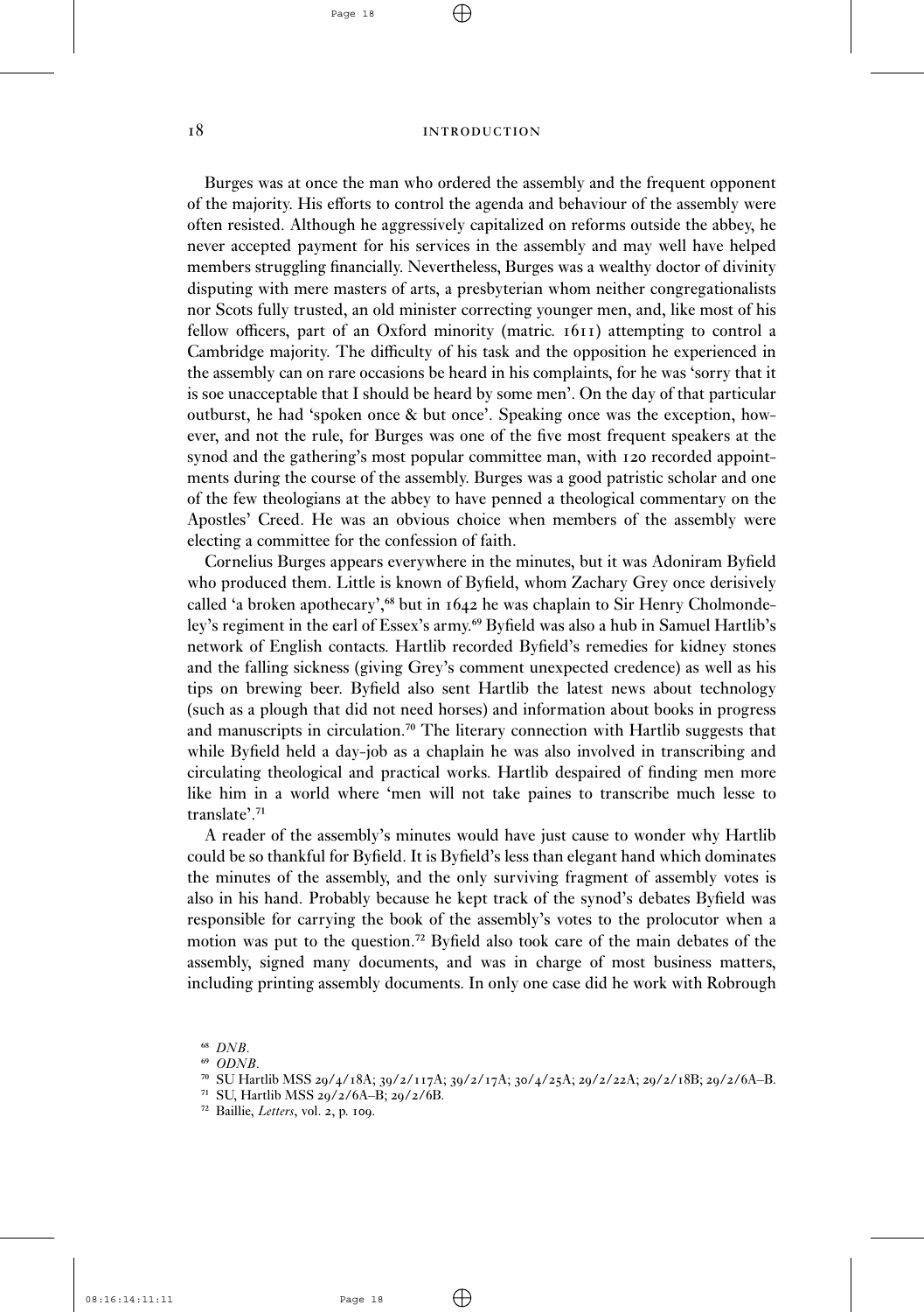Burges was at once the man who ordered the assembly and the frequent opponent of the majority. His efforts to control the agenda and behaviour of the assembly were often resisted. Although he aggressively capitalized on reforms outside the abbey, he never accepted payment for his services in the assembly and may well have helped members struggling financially. Nevertheless, Burges was a wealthy doctor of divinity disputing with mere masters of arts, a presbyterian whom neither congregationalists nor Scots fully trusted, an old minister correcting younger men, and, like most of his fellow officers, part of an Oxford minority (matric. 1611) attempting to control a Cambridge majority. The difficulty of his task and the opposition he experienced in the assembly can on rare occasions be heard in his complaints, for he was 'sorry that it is soe unacceptable that I should be heard by some men'. On the day of that particular outburst, he had 'spoken once & but once'. Speaking once was the exception, however, and not the rule, for Burges was one of the five most frequent speakers at the synod and the gathering's most popular committee man, with 120 recorded appointments during the course of the assembly. Burges was a good patristic scholar and one of the few theologians at the abbey to have penned a theological commentary on the Apostles' Creed. He was an obvious choice when members of the assembly were electing a committee for the confession of faith.

Cornelius Burges appears everywhere in the minutes, but it was Adoniram Byfield who produced them. Little is known of Byfield, whom Zachary Grey once derisively called 'a broken apothecary',[68] but in 1642 he was chaplain to Sir Henry Cholmondeley's regiment in the earl of Essex's army.[69] Byfield was also a hub in Samuel Hartlib's network of English contacts. Hartlib recorded Byfield's remedies for kidney stones and the falling sickness (giving Grey's comment unexpected credence) as well as his tips on brewing beer. Byfield also sent Hartlib the latest news about technology (such as a plough that did not need horses) and information about books in progress and manuscripts in circulation.[70] The literary connection with Hartlib suggests that while Byfield held a day-job as a chaplain he was also involved in transcribing and circulating theological and practical works. Hartlib despaired of finding men more like him in a world where 'men will not take paines to transcribe much lesse to translate'.[71]

A reader of the assembly's minutes would have just cause to wonder why Hartlib could be so thankful for Byfield. It is Byfield's less than elegant hand which dominates the minutes of the assembly, and the only surviving fragment of assembly votes is also in his hand. Probably because he kept track of the synod's debates Byfield was responsible for carrying the book of the assembly's votes to the prolocutor when a motion was put to the question.[72] Byfield also took care of the main debates of the assembly, signed many documents, and was in charge of most business matters, including printing assembly documents. In only one case did he work with Robrough

[68] *DNB*.

[69] *ODNB*.

[70] SU Hartlib MSS 29/4/18A; 39/2/117A; 39/2/17A; 30/4/25A; 29/2/22A; 29/2/18B; 29/2/6A–B.

[71] SU, Hartlib MSS 29/2/6A–B; 29/2/6B.

[72] Baillie, *Letters*, vol. 2, p. 109.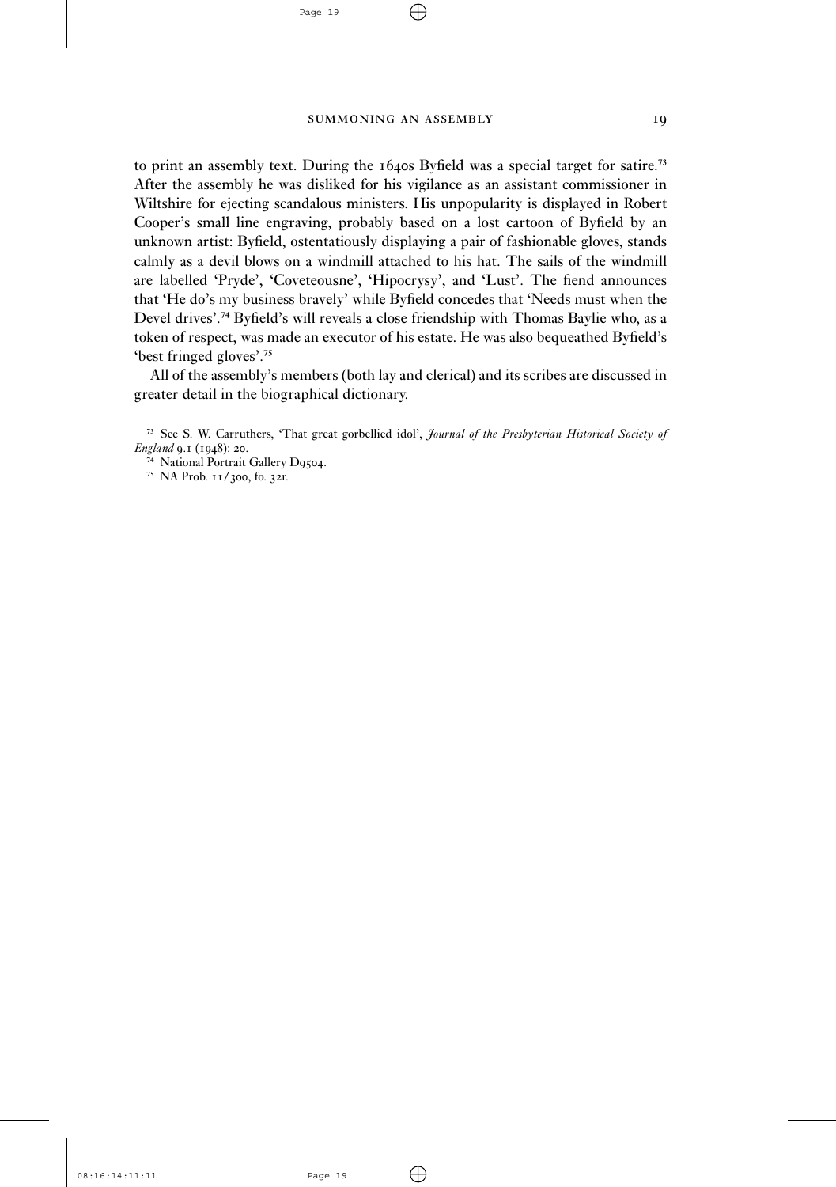to print an assembly text. During the 1640s Byfield was a special target for satire.[73] After the assembly he was disliked for his vigilance as an assistant commissioner in Wiltshire for ejecting scandalous ministers. His unpopularity is displayed in Robert Cooper's small line engraving, probably based on a lost cartoon of Byfield by an unknown artist: Byfield, ostentatiously displaying a pair of fashionable gloves, stands calmly as a devil blows on a windmill attached to his hat. The sails of the windmill are labelled 'Pryde', 'Coveteousne', 'Hipocrysy', and 'Lust'. The fiend announces that 'He do's my business bravely' while Byfield concedes that 'Needs must when the Devel drives'.[74] Byfield's will reveals a close friendship with Thomas Baylie who, as a token of respect, was made an executor of his estate. He was also bequeathed Byfield's 'best fringed gloves'.[75]

All of the assembly's members (both lay and clerical) and its scribes are discussed in greater detail in the biographical dictionary.

[73] See S. W. Carruthers, 'That great gorbellied idol', *Journal of the Presbyterian Historical Society of England* 9.1 (1948): 20.

[74] National Portrait Gallery D9504.

[75] NA Prob. 11/300, fo. 32r.